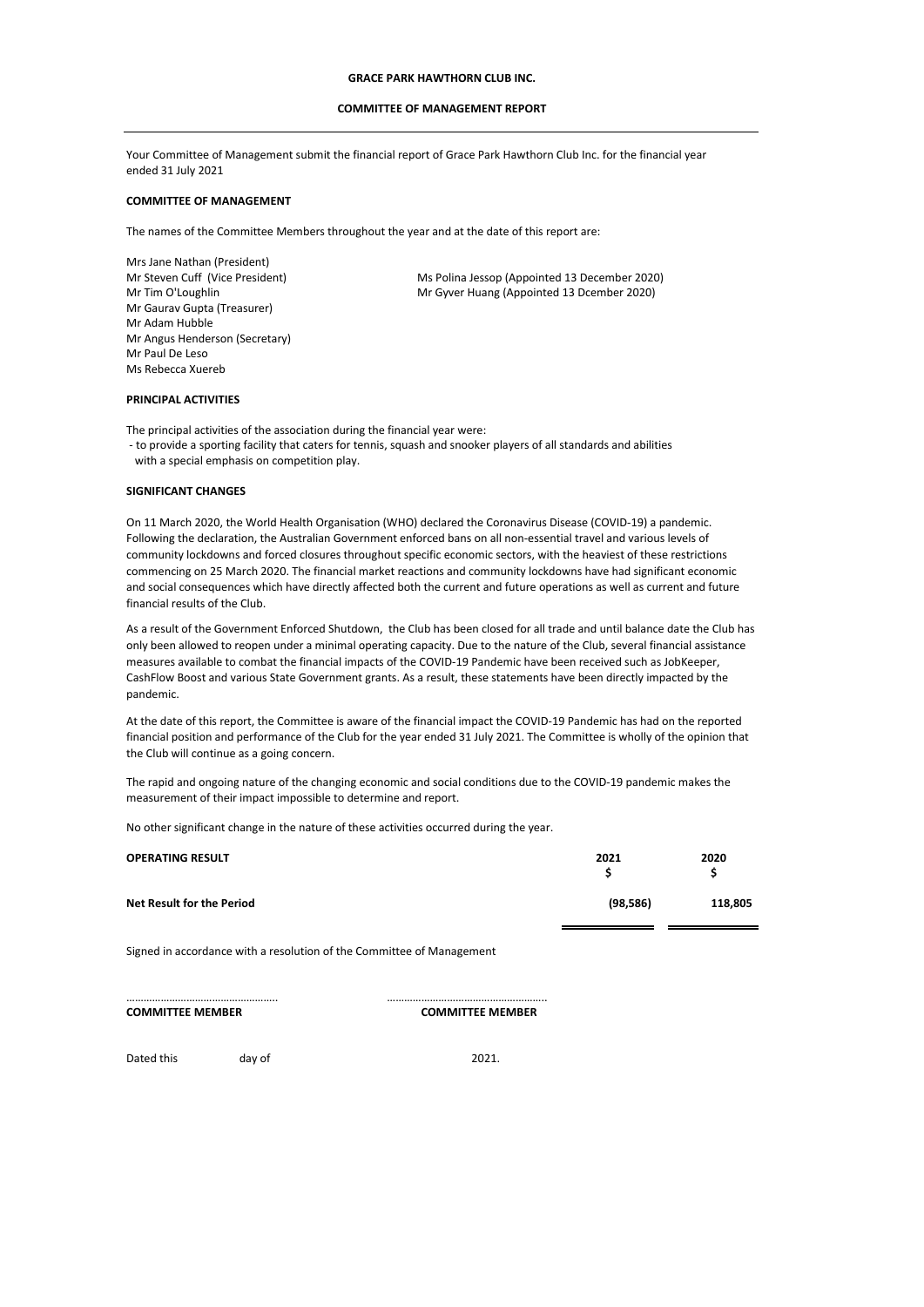# GRACE PARK HAWTHORN CLUB INC.

## COMMITTEE OF MANAGEMENT REPORT

Your Committee of Management submit the financial report of Grace Park Hawthorn Club Inc. for the financial year ended 31 July 2021

**COMMITTEE OF MANAGEMENT**

The names of the Committee Members throughout the year and at the date of this report are:

Mrs Jane Nathan (President)
Mr Steven Cuff (Vice President)
Mr Tim O'Loughlin
Mr Gaurav Gupta (Treasurer)
Mr Adam Hubble
Mr Angus Henderson (Secretary)
Mr Paul De Leso
Ms Rebecca Xuereb
Ms Polina Jessop (Appointed 13 December 2020)
Mr Gyver Huang (Appointed 13 Dcember 2020)

**PRINCIPAL ACTIVITIES**

The principal activities of the association during the financial year were:

- to provide a sporting facility that caters for tennis, squash and snooker players of all standards and abilities with a special emphasis on competition play.

**SIGNIFICANT CHANGES**

On 11 March 2020, the World Health Organisation (WHO) declared the Coronavirus Disease (COVID-19) a pandemic. Following the declaration, the Australian Government enforced bans on all non-essential travel and various levels of community lockdowns and forced closures throughout specific economic sectors, with the heaviest of these restrictions commencing on 25 March 2020. The financial market reactions and community lockdowns have had significant economic and social consequences which have directly affected both the current and future operations as well as current and future financial results of the Club.

As a result of the Government Enforced Shutdown, the Club has been closed for all trade and until balance date the Club has only been allowed to reopen under a minimal operating capacity. Due to the nature of the Club, several financial assistance measures available to combat the financial impacts of the COVID-19 Pandemic have been received such as JobKeeper, CashFlow Boost and various State Government grants. As a result, these statements have been directly impacted by the pandemic.

At the date of this report, the Committee is aware of the financial impact the COVID-19 Pandemic has had on the reported financial position and performance of the Club for the year ended 31 July 2021. The Committee is wholly of the opinion that the Club will continue as a going concern.

The rapid and ongoing nature of the changing economic and social conditions due to the COVID-19 pandemic makes the measurement of their impact impossible to determine and report.

No other significant change in the nature of these activities occurred during the year.

| **OPERATING RESULT** | **2021** $ | **2020** $ |
|---|---|---|
| **Net Result for the Period** | **(98,586)** | **118,805** |

Signed in accordance with a resolution of the Committee of Management

……………………………………………. ……………………………………………….
**COMMITTEE MEMBER** **COMMITTEE MEMBER**

Dated this day of 2021.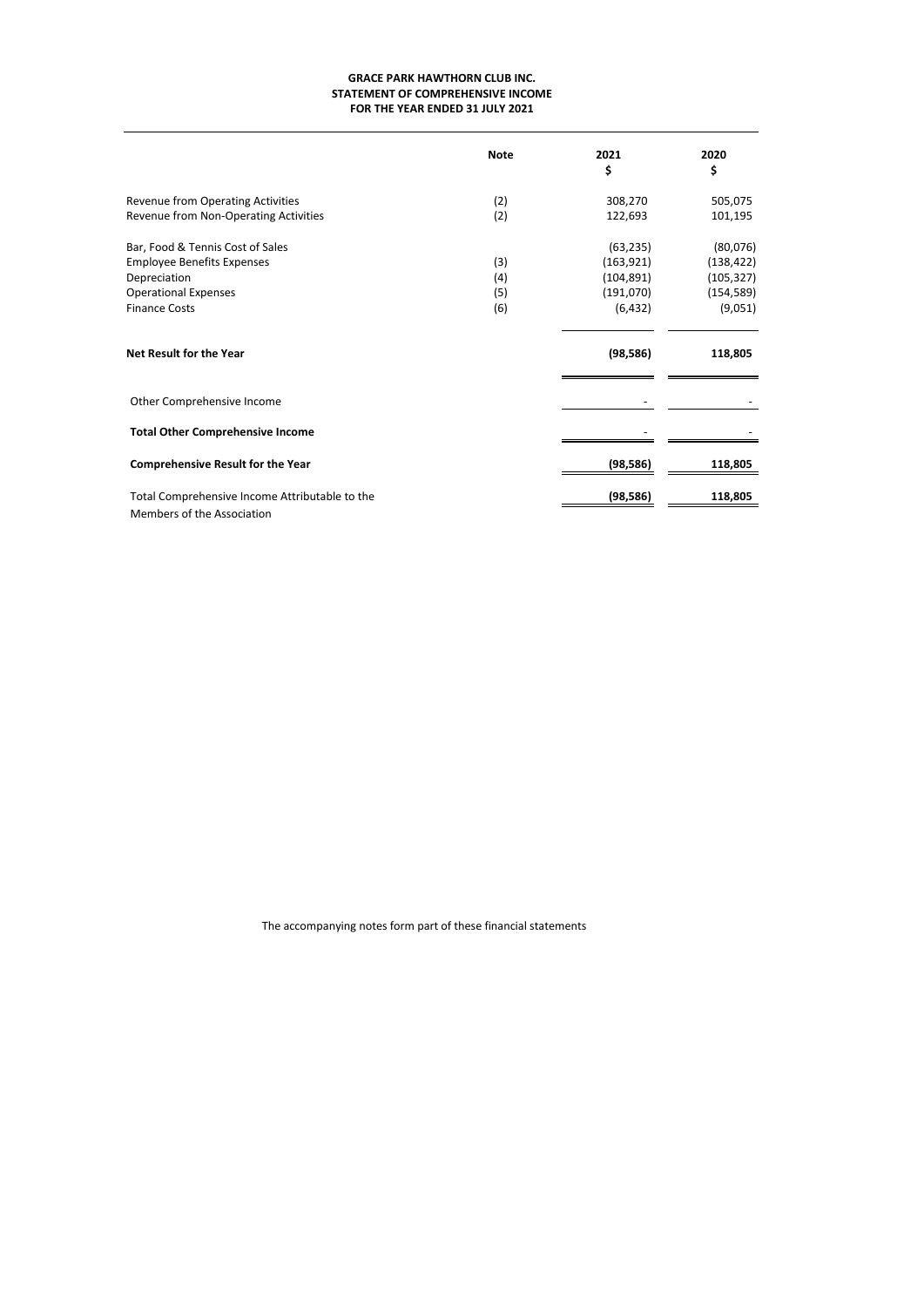**GRACE PARK HAWTHORN CLUB INC.**
**STATEMENT OF COMPREHENSIVE INCOME**
**FOR THE YEAR ENDED 31 JULY 2021**

| | Note | 2021<br>$ | 2020<br>$ |
|---|---|---|---|
| Revenue from Operating Activities | (2) | 308,270 | 505,075 |
| Revenue from Non-Operating Activities | (2) | 122,693 | 101,195 |
| Bar, Food & Tennis Cost of Sales | | (63,235) | (80,076) |
| Employee Benefits Expenses | (3) | (163,921) | (138,422) |
| Depreciation | (4) | (104,891) | (105,327) |
| Operational Expenses | (5) | (191,070) | (154,589) |
| Finance Costs | (6) | (6,432) | (9,051) |
| **Net Result for the Year** | | **(98,586)** | **118,805** |
| Other Comprehensive Income | | - | - |
| **Total Other Comprehensive Income** | | - | - |
| **Comprehensive Result for the Year** | | **(98,586)** | **118,805** |
| Total Comprehensive Income Attributable to the Members of the Association | | **(98,586)** | **118,805** |

The accompanying notes form part of these financial statements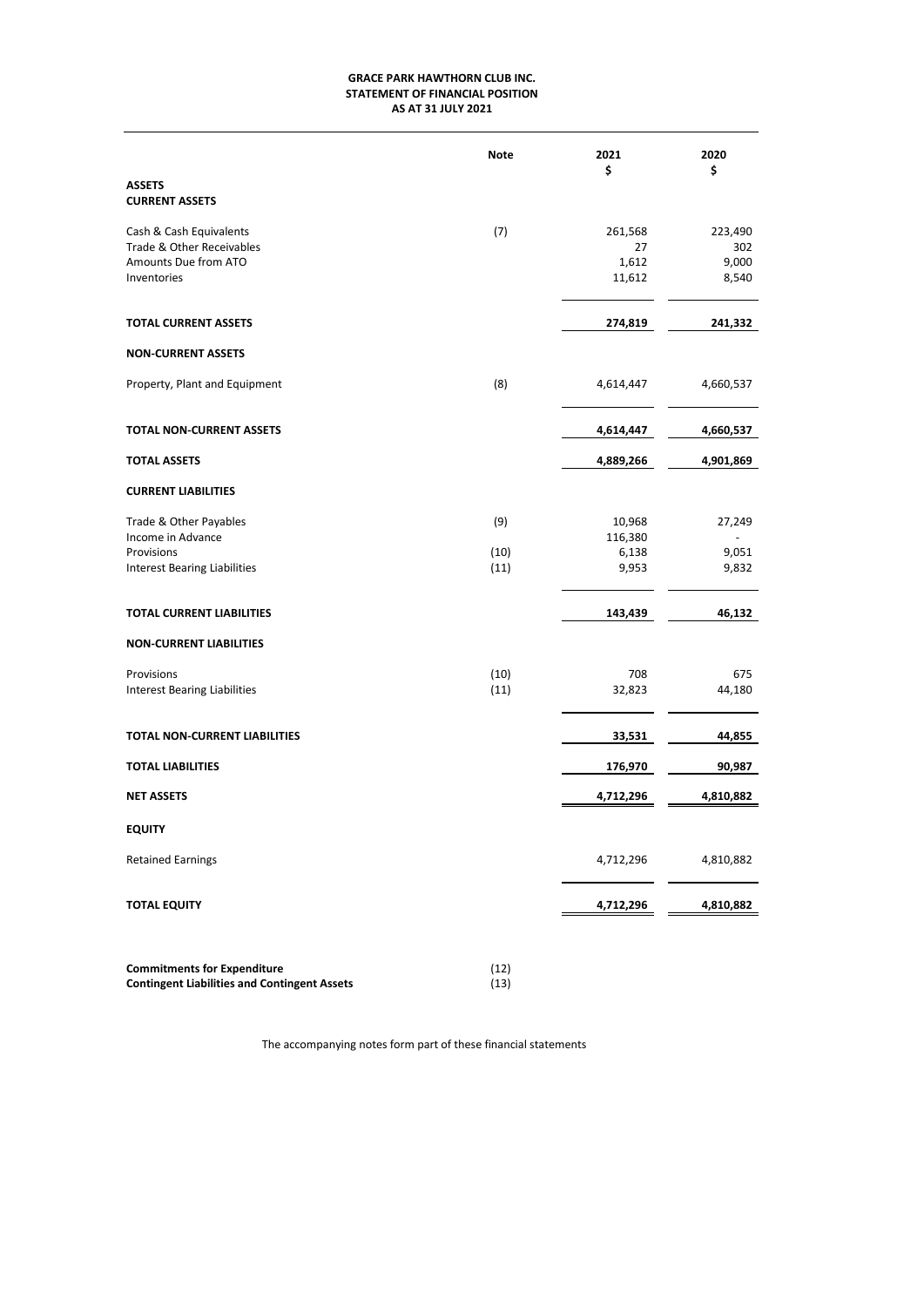# GRACE PARK HAWTHORN CLUB INC.
## STATEMENT OF FINANCIAL POSITION
### AS AT 31 JULY 2021

| | Note | 2021<br>$ | 2020<br>$ |
|---|---|---|---|
| **ASSETS** | | | |
| **CURRENT ASSETS** | | | |
| Cash & Cash Equivalents | (7) | 261,568 | 223,490 |
| Trade & Other Receivables | | 27 | 302 |
| Amounts Due from ATO | | 1,612 | 9,000 |
| Inventories | | 11,612 | 8,540 |
| **TOTAL CURRENT ASSETS** | | **274,819** | **241,332** |
| **NON-CURRENT ASSETS** | | | |
| Property, Plant and Equipment | (8) | 4,614,447 | 4,660,537 |
| **TOTAL NON-CURRENT ASSETS** | | **4,614,447** | **4,660,537** |
| **TOTAL ASSETS** | | **4,889,266** | **4,901,869** |
| **CURRENT LIABILITIES** | | | |
| Trade & Other Payables | (9) | 10,968 | 27,249 |
| Income in Advance | | 116,380 | - |
| Provisions | (10) | 6,138 | 9,051 |
| Interest Bearing Liabilities | (11) | 9,953 | 9,832 |
| **TOTAL CURRENT LIABILITIES** | | **143,439** | **46,132** |
| **NON-CURRENT LIABILITIES** | | | |
| Provisions | (10) | 708 | 675 |
| Interest Bearing Liabilities | (11) | 32,823 | 44,180 |
| **TOTAL NON-CURRENT LIABILITIES** | | **33,531** | **44,855** |
| **TOTAL LIABILITIES** | | **176,970** | **90,987** |
| **NET ASSETS** | | **4,712,296** | **4,810,882** |
| **EQUITY** | | | |
| Retained Earnings | | 4,712,296 | 4,810,882 |
| **TOTAL EQUITY** | | **4,712,296** | **4,810,882** |

| | Note |
|---|---|
| **Commitments for Expenditure** | (12) |
| **Contingent Liabilities and Contingent Assets** | (13) |

The accompanying notes form part of these financial statements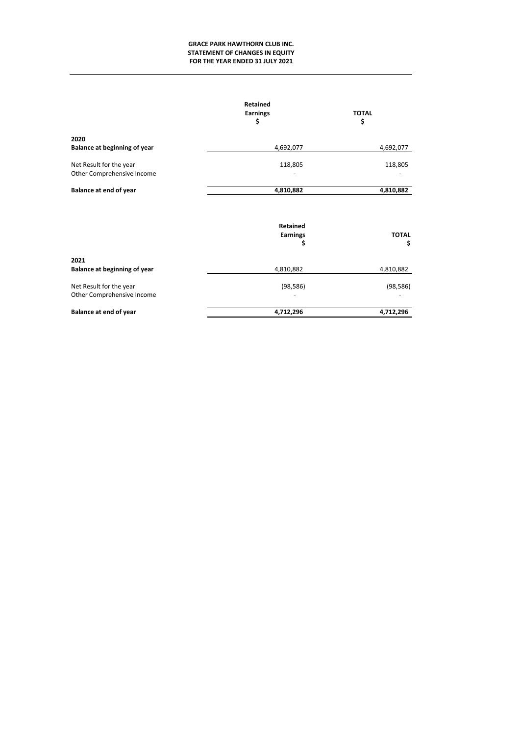# GRACE PARK HAWTHORN CLUB INC.
## STATEMENT OF CHANGES IN EQUITY
### FOR THE YEAR ENDED 31 JULY 2021

| | Retained Earnings $ | TOTAL $ |
|---|---|---|
| **2020** | | |
| **Balance at beginning of year** | 4,692,077 | 4,692,077 |
| Net Result for the year | 118,805 | 118,805 |
| Other Comprehensive Income | - | - |
| **Balance at end of year** | **4,810,882** | **4,810,882** |

| | Retained Earnings $ | TOTAL $ |
|---|---|---|
| **2021** | | |
| **Balance at beginning of year** | 4,810,882 | 4,810,882 |
| Net Result for the year | (98,586) | (98,586) |
| Other Comprehensive Income | - | - |
| **Balance at end of year** | **4,712,296** | **4,712,296** |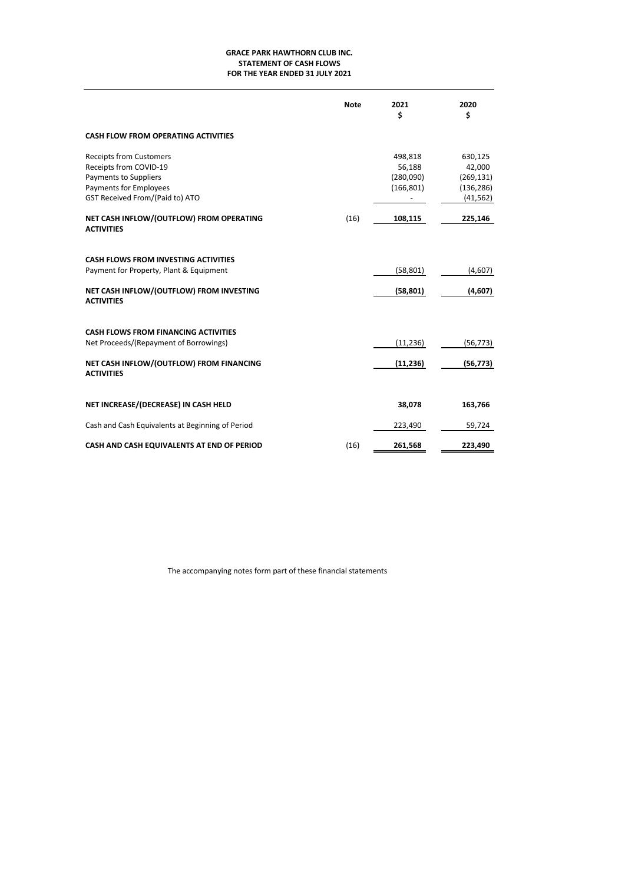**GRACE PARK HAWTHORN CLUB INC.**
**STATEMENT OF CASH FLOWS**
**FOR THE YEAR ENDED 31 JULY 2021**

| | Note | 2021<br>$ | 2020<br>$ |
|---|---|---|---|
| **CASH FLOW FROM OPERATING ACTIVITIES** | | | |
| Receipts from Customers | | 498,818 | 630,125 |
| Receipts from COVID-19 | | 56,188 | 42,000 |
| Payments to Suppliers | | (280,090) | (269,131) |
| Payments for Employees | | (166,801) | (136,286) |
| GST Received From/(Paid to) ATO | | - | (41,562) |
| **NET CASH INFLOW/(OUTFLOW) FROM OPERATING ACTIVITIES** | (16) | **108,115** | **225,146** |
| **CASH FLOWS FROM INVESTING ACTIVITIES** | | | |
| Payment for Property, Plant & Equipment | | (58,801) | (4,607) |
| **NET CASH INFLOW/(OUTFLOW) FROM INVESTING ACTIVITIES** | | **(58,801)** | **(4,607)** |
| **CASH FLOWS FROM FINANCING ACTIVITIES** | | | |
| Net Proceeds/(Repayment of Borrowings) | | (11,236) | (56,773) |
| **NET CASH INFLOW/(OUTFLOW) FROM FINANCING ACTIVITIES** | | **(11,236)** | **(56,773)** |
| **NET INCREASE/(DECREASE) IN CASH HELD** | | **38,078** | **163,766** |
| Cash and Cash Equivalents at Beginning of Period | | 223,490 | 59,724 |
| **CASH AND CASH EQUIVALENTS AT END OF PERIOD** | (16) | **261,568** | **223,490** |

The accompanying notes form part of these financial statements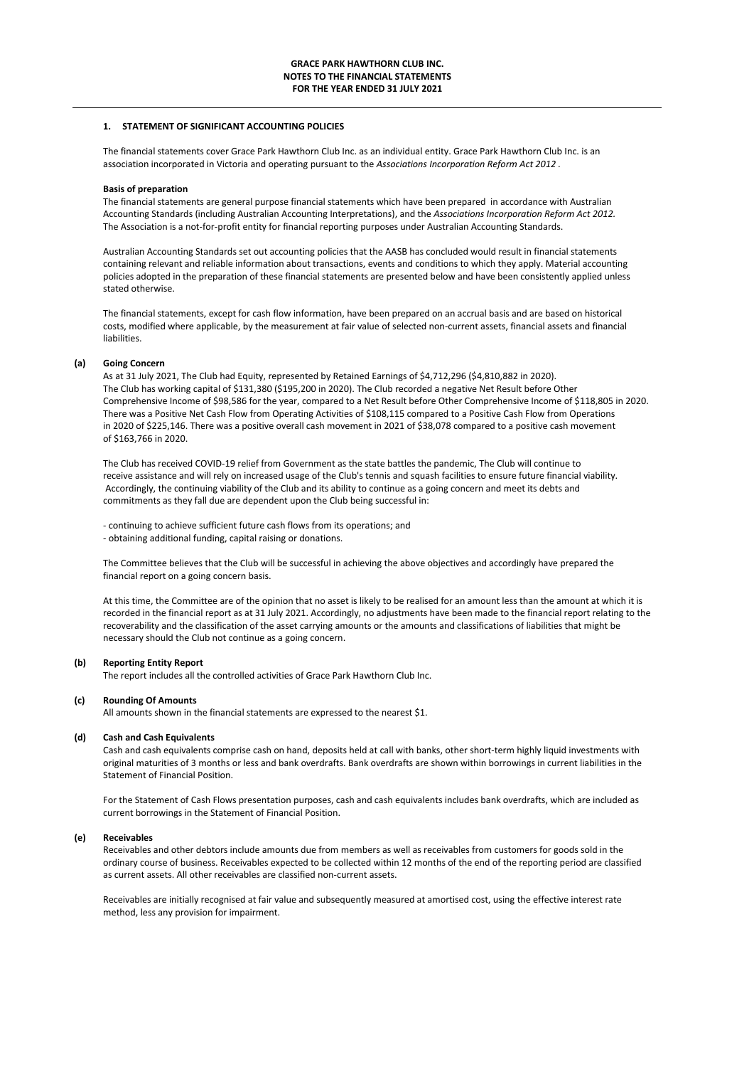**GRACE PARK HAWTHORN CLUB INC.**
**NOTES TO THE FINANCIAL STATEMENTS**
**FOR THE YEAR ENDED 31 JULY 2021**

## 1. STATEMENT OF SIGNIFICANT ACCOUNTING POLICIES

The financial statements cover Grace Park Hawthorn Club Inc. as an individual entity. Grace Park Hawthorn Club Inc. is an association incorporated in Victoria and operating pursuant to the *Associations Incorporation Reform Act 2012* .

**Basis of preparation**

The financial statements are general purpose financial statements which have been prepared in accordance with Australian Accounting Standards (including Australian Accounting Interpretations), and the *Associations Incorporation Reform Act 2012.* The Association is a not-for-profit entity for financial reporting purposes under Australian Accounting Standards.

Australian Accounting Standards set out accounting policies that the AASB has concluded would result in financial statements containing relevant and reliable information about transactions, events and conditions to which they apply. Material accounting policies adopted in the preparation of these financial statements are presented below and have been consistently applied unless stated otherwise.

The financial statements, except for cash flow information, have been prepared on an accrual basis and are based on historical costs, modified where applicable, by the measurement at fair value of selected non-current assets, financial assets and financial liabilities.

### (a) Going Concern

As at 31 July 2021, The Club had Equity, represented by Retained Earnings of $4,712,296 ($4,810,882 in 2020). The Club has working capital of $131,380 ($195,200 in 2020). The Club recorded a negative Net Result before Other Comprehensive Income of $98,586 for the year, compared to a Net Result before Other Comprehensive Income of $118,805 in 2020. There was a Positive Net Cash Flow from Operating Activities of $108,115 compared to a Positive Cash Flow from Operations in 2020 of $225,146. There was a positive overall cash movement in 2021 of $38,078 compared to a positive cash movement of $163,766 in 2020.

The Club has received COVID-19 relief from Government as the state battles the pandemic, The Club will continue to receive assistance and will rely on increased usage of the Club's tennis and squash facilities to ensure future financial viability. Accordingly, the continuing viability of the Club and its ability to continue as a going concern and meet its debts and commitments as they fall due are dependent upon the Club being successful in:

- continuing to achieve sufficient future cash flows from its operations; and
- obtaining additional funding, capital raising or donations.

The Committee believes that the Club will be successful in achieving the above objectives and accordingly have prepared the financial report on a going concern basis.

At this time, the Committee are of the opinion that no asset is likely to be realised for an amount less than the amount at which it is recorded in the financial report as at 31 July 2021. Accordingly, no adjustments have been made to the financial report relating to the recoverability and the classification of the asset carrying amounts or the amounts and classifications of liabilities that might be necessary should the Club not continue as a going concern.

### (b) Reporting Entity Report

The report includes all the controlled activities of Grace Park Hawthorn Club Inc.

### (c) Rounding Of Amounts

All amounts shown in the financial statements are expressed to the nearest $1.

### (d) Cash and Cash Equivalents

Cash and cash equivalents comprise cash on hand, deposits held at call with banks, other short-term highly liquid investments with original maturities of 3 months or less and bank overdrafts. Bank overdrafts are shown within borrowings in current liabilities in the Statement of Financial Position.

For the Statement of Cash Flows presentation purposes, cash and cash equivalents includes bank overdrafts, which are included as current borrowings in the Statement of Financial Position.

### (e) Receivables

Receivables and other debtors include amounts due from members as well as receivables from customers for goods sold in the ordinary course of business. Receivables expected to be collected within 12 months of the end of the reporting period are classified as current assets. All other receivables are classified non-current assets.

Receivables are initially recognised at fair value and subsequently measured at amortised cost, using the effective interest rate method, less any provision for impairment.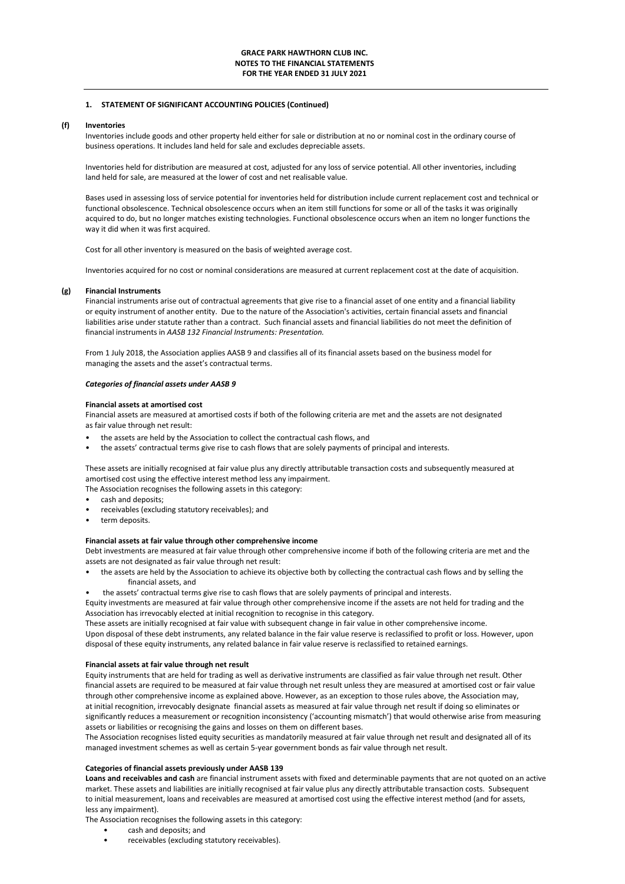## 1. STATEMENT OF SIGNIFICANT ACCOUNTING POLICIES (Continued)

### (f) Inventories

Inventories include goods and other property held either for sale or distribution at no or nominal cost in the ordinary course of business operations. It includes land held for sale and excludes depreciable assets.

Inventories held for distribution are measured at cost, adjusted for any loss of service potential. All other inventories, including land held for sale, are measured at the lower of cost and net realisable value.

Bases used in assessing loss of service potential for inventories held for distribution include current replacement cost and technical or functional obsolescence. Technical obsolescence occurs when an item still functions for some or all of the tasks it was originally acquired to do, but no longer matches existing technologies. Functional obsolescence occurs when an item no longer functions the way it did when it was first acquired.

Cost for all other inventory is measured on the basis of weighted average cost.

Inventories acquired for no cost or nominal considerations are measured at current replacement cost at the date of acquisition.

### (g) Financial Instruments

Financial instruments arise out of contractual agreements that give rise to a financial asset of one entity and a financial liability or equity instrument of another entity. Due to the nature of the Association's activities, certain financial assets and financial liabilities arise under statute rather than a contract. Such financial assets and financial liabilities do not meet the definition of financial instruments in *AASB 132 Financial Instruments: Presentation.*

From 1 July 2018, the Association applies AASB 9 and classifies all of its financial assets based on the business model for managing the assets and the asset's contractual terms.

***Categories of financial assets under AASB 9***

**Financial assets at amortised cost**

Financial assets are measured at amortised costs if both of the following criteria are met and the assets are not designated as fair value through net result:

- the assets are held by the Association to collect the contractual cash flows, and
- the assets' contractual terms give rise to cash flows that are solely payments of principal and interests.

These assets are initially recognised at fair value plus any directly attributable transaction costs and subsequently measured at amortised cost using the effective interest method less any impairment.

The Association recognises the following assets in this category:

- cash and deposits;
- receivables (excluding statutory receivables); and
- term deposits.

**Financial assets at fair value through other comprehensive income**

Debt investments are measured at fair value through other comprehensive income if both of the following criteria are met and the assets are not designated as fair value through net result:

- the assets are held by the Association to achieve its objective both by collecting the contractual cash flows and by selling the financial assets, and
- the assets' contractual terms give rise to cash flows that are solely payments of principal and interests.

Equity investments are measured at fair value through other comprehensive income if the assets are not held for trading and the Association has irrevocably elected at initial recognition to recognise in this category.

These assets are initially recognised at fair value with subsequent change in fair value in other comprehensive income.

Upon disposal of these debt instruments, any related balance in the fair value reserve is reclassified to profit or loss. However, upon disposal of these equity instruments, any related balance in fair value reserve is reclassified to retained earnings.

**Financial assets at fair value through net result**

Equity instruments that are held for trading as well as derivative instruments are classified as fair value through net result. Other financial assets are required to be measured at fair value through net result unless they are measured at amortised cost or fair value through other comprehensive income as explained above. However, as an exception to those rules above, the Association may, at initial recognition, irrevocably designate financial assets as measured at fair value through net result if doing so eliminates or significantly reduces a measurement or recognition inconsistency ('accounting mismatch') that would otherwise arise from measuring assets or liabilities or recognising the gains and losses on them on different bases.

The Association recognises listed equity securities as mandatorily measured at fair value through net result and designated all of its managed investment schemes as well as certain 5-year government bonds as fair value through net result.

**Categories of financial assets previously under AASB 139**

**Loans and receivables and cash** are financial instrument assets with fixed and determinable payments that are not quoted on an active market. These assets and liabilities are initially recognised at fair value plus any directly attributable transaction costs. Subsequent to initial measurement, loans and receivables are measured at amortised cost using the effective interest method (and for assets, less any impairment).

The Association recognises the following assets in this category:

- cash and deposits; and
- receivables (excluding statutory receivables).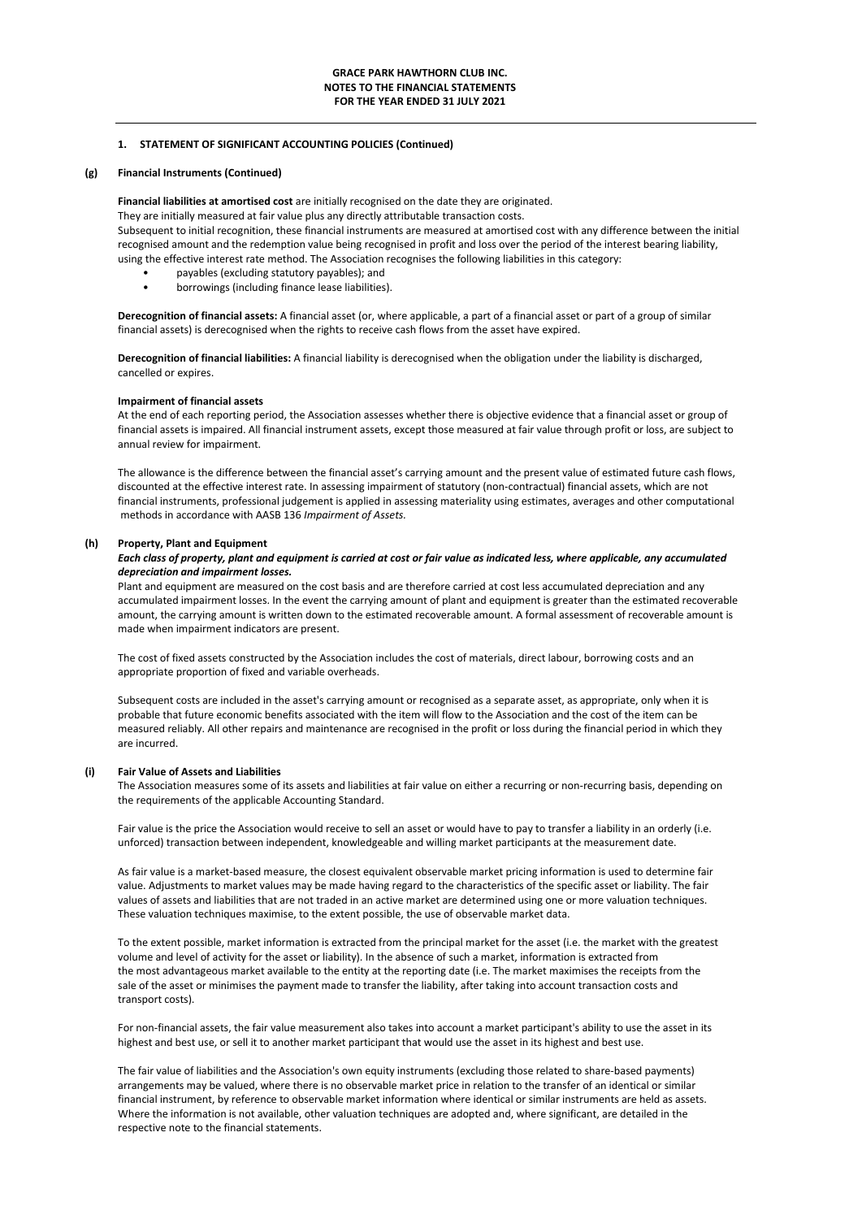## 1. STATEMENT OF SIGNIFICANT ACCOUNTING POLICIES (Continued)

### (g) Financial Instruments (Continued)

**Financial liabilities at amortised cost** are initially recognised on the date they are originated.
They are initially measured at fair value plus any directly attributable transaction costs.
Subsequent to initial recognition, these financial instruments are measured at amortised cost with any difference between the initial recognised amount and the redemption value being recognised in profit and loss over the period of the interest bearing liability, using the effective interest rate method. The Association recognises the following liabilities in this category:

- payables (excluding statutory payables); and
- borrowings (including finance lease liabilities).

**Derecognition of financial assets:** A financial asset (or, where applicable, a part of a financial asset or part of a group of similar financial assets) is derecognised when the rights to receive cash flows from the asset have expired.

**Derecognition of financial liabilities:** A financial liability is derecognised when the obligation under the liability is discharged, cancelled or expires.

**Impairment of financial assets**
At the end of each reporting period, the Association assesses whether there is objective evidence that a financial asset or group of financial assets is impaired. All financial instrument assets, except those measured at fair value through profit or loss, are subject to annual review for impairment.

The allowance is the difference between the financial asset's carrying amount and the present value of estimated future cash flows, discounted at the effective interest rate. In assessing impairment of statutory (non-contractual) financial assets, which are not financial instruments, professional judgement is applied in assessing materiality using estimates, averages and other computational methods in accordance with AASB 136 *Impairment of Assets.*

### (h) Property, Plant and Equipment

***Each class of property, plant and equipment is carried at cost or fair value as indicated less, where applicable, any accumulated depreciation and impairment losses.***

Plant and equipment are measured on the cost basis and are therefore carried at cost less accumulated depreciation and any accumulated impairment losses. In the event the carrying amount of plant and equipment is greater than the estimated recoverable amount, the carrying amount is written down to the estimated recoverable amount. A formal assessment of recoverable amount is made when impairment indicators are present.

The cost of fixed assets constructed by the Association includes the cost of materials, direct labour, borrowing costs and an appropriate proportion of fixed and variable overheads.

Subsequent costs are included in the asset's carrying amount or recognised as a separate asset, as appropriate, only when it is probable that future economic benefits associated with the item will flow to the Association and the cost of the item can be measured reliably. All other repairs and maintenance are recognised in the profit or loss during the financial period in which they are incurred.

### (i) Fair Value of Assets and Liabilities

The Association measures some of its assets and liabilities at fair value on either a recurring or non-recurring basis, depending on the requirements of the applicable Accounting Standard.

Fair value is the price the Association would receive to sell an asset or would have to pay to transfer a liability in an orderly (i.e. unforced) transaction between independent, knowledgeable and willing market participants at the measurement date.

As fair value is a market-based measure, the closest equivalent observable market pricing information is used to determine fair value. Adjustments to market values may be made having regard to the characteristics of the specific asset or liability. The fair values of assets and liabilities that are not traded in an active market are determined using one or more valuation techniques. These valuation techniques maximise, to the extent possible, the use of observable market data.

To the extent possible, market information is extracted from the principal market for the asset (i.e. the market with the greatest volume and level of activity for the asset or liability). In the absence of such a market, information is extracted from the most advantageous market available to the entity at the reporting date (i.e. The market maximises the receipts from the sale of the asset or minimises the payment made to transfer the liability, after taking into account transaction costs and transport costs).

For non-financial assets, the fair value measurement also takes into account a market participant's ability to use the asset in its highest and best use, or sell it to another market participant that would use the asset in its highest and best use.

The fair value of liabilities and the Association's own equity instruments (excluding those related to share-based payments) arrangements may be valued, where there is no observable market price in relation to the transfer of an identical or similar financial instrument, by reference to observable market information where identical or similar instruments are held as assets. Where the information is not available, other valuation techniques are adopted and, where significant, are detailed in the respective note to the financial statements.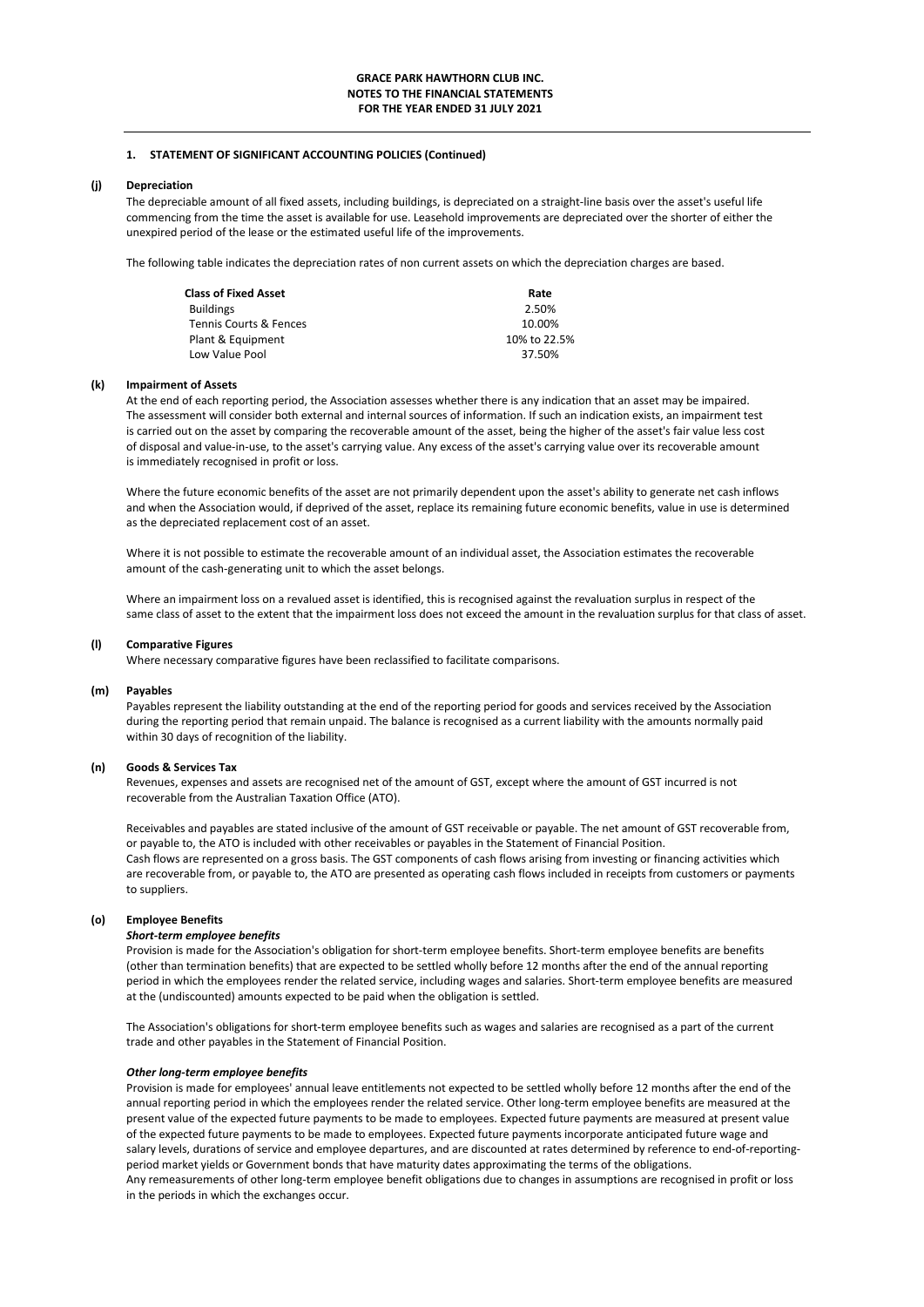# GRACE PARK HAWTHORN CLUB INC.
## NOTES TO THE FINANCIAL STATEMENTS
## FOR THE YEAR ENDED 31 JULY 2021

### 1. STATEMENT OF SIGNIFICANT ACCOUNTING POLICIES (Continued)

#### (j) Depreciation

The depreciable amount of all fixed assets, including buildings, is depreciated on a straight-line basis over the asset's useful life commencing from the time the asset is available for use. Leasehold improvements are depreciated over the shorter of either the unexpired period of the lease or the estimated useful life of the improvements.

The following table indicates the depreciation rates of non current assets on which the depreciation charges are based.

| Class of Fixed Asset | Rate |
|---|---|
| Buildings | 2.50% |
| Tennis Courts & Fences | 10.00% |
| Plant & Equipment | 10% to 22.5% |
| Low Value Pool | 37.50% |

#### (k) Impairment of Assets

At the end of each reporting period, the Association assesses whether there is any indication that an asset may be impaired. The assessment will consider both external and internal sources of information. If such an indication exists, an impairment test is carried out on the asset by comparing the recoverable amount of the asset, being the higher of the asset's fair value less cost of disposal and value-in-use, to the asset's carrying value. Any excess of the asset's carrying value over its recoverable amount is immediately recognised in profit or loss.

Where the future economic benefits of the asset are not primarily dependent upon the asset's ability to generate net cash inflows and when the Association would, if deprived of the asset, replace its remaining future economic benefits, value in use is determined as the depreciated replacement cost of an asset.

Where it is not possible to estimate the recoverable amount of an individual asset, the Association estimates the recoverable amount of the cash-generating unit to which the asset belongs.

Where an impairment loss on a revalued asset is identified, this is recognised against the revaluation surplus in respect of the same class of asset to the extent that the impairment loss does not exceed the amount in the revaluation surplus for that class of asset.

#### (l) Comparative Figures

Where necessary comparative figures have been reclassified to facilitate comparisons.

#### (m) Payables

Payables represent the liability outstanding at the end of the reporting period for goods and services received by the Association during the reporting period that remain unpaid. The balance is recognised as a current liability with the amounts normally paid within 30 days of recognition of the liability.

#### (n) Goods & Services Tax

Revenues, expenses and assets are recognised net of the amount of GST, except where the amount of GST incurred is not recoverable from the Australian Taxation Office (ATO).

Receivables and payables are stated inclusive of the amount of GST receivable or payable. The net amount of GST recoverable from, or payable to, the ATO is included with other receivables or payables in the Statement of Financial Position.
Cash flows are represented on a gross basis. The GST components of cash flows arising from investing or financing activities which are recoverable from, or payable to, the ATO are presented as operating cash flows included in receipts from customers or payments to suppliers.

#### (o) Employee Benefits

***Short-term employee benefits***

Provision is made for the Association's obligation for short-term employee benefits. Short-term employee benefits are benefits (other than termination benefits) that are expected to be settled wholly before 12 months after the end of the annual reporting period in which the employees render the related service, including wages and salaries. Short-term employee benefits are measured at the (undiscounted) amounts expected to be paid when the obligation is settled.

The Association's obligations for short-term employee benefits such as wages and salaries are recognised as a part of the current trade and other payables in the Statement of Financial Position.

***Other long-term employee benefits***

Provision is made for employees' annual leave entitlements not expected to be settled wholly before 12 months after the end of the annual reporting period in which the employees render the related service. Other long-term employee benefits are measured at the present value of the expected future payments to be made to employees. Expected future payments are measured at present value of the expected future payments to be made to employees. Expected future payments incorporate anticipated future wage and salary levels, durations of service and employee departures, and are discounted at rates determined by reference to end-of-reporting-period market yields or Government bonds that have maturity dates approximating the terms of the obligations.
Any remeasurements of other long-term employee benefit obligations due to changes in assumptions are recognised in profit or loss in the periods in which the exchanges occur.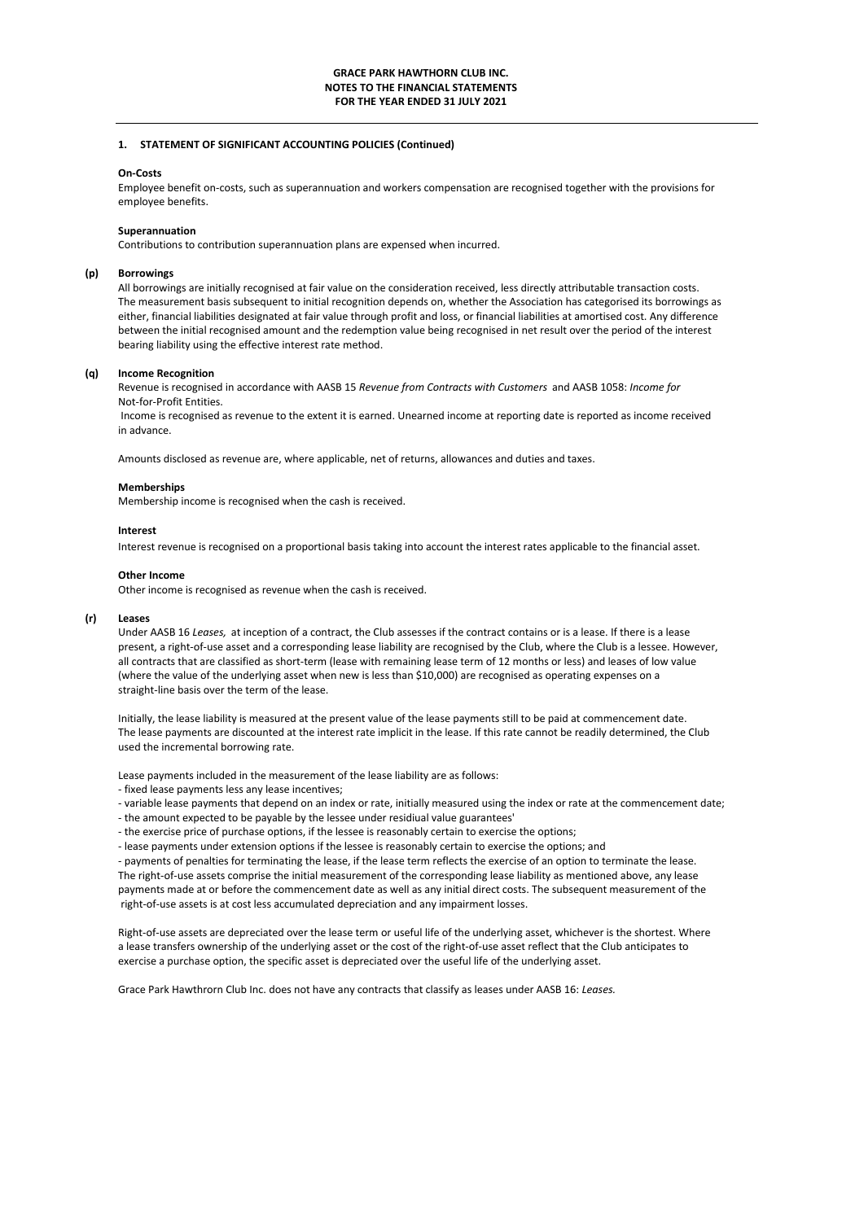## 1. STATEMENT OF SIGNIFICANT ACCOUNTING POLICIES (Continued)

**On-Costs**

Employee benefit on-costs, such as superannuation and workers compensation are recognised together with the provisions for employee benefits.

**Superannuation**

Contributions to contribution superannuation plans are expensed when incurred.

### (p) Borrowings

All borrowings are initially recognised at fair value on the consideration received, less directly attributable transaction costs. The measurement basis subsequent to initial recognition depends on, whether the Association has categorised its borrowings as either, financial liabilities designated at fair value through profit and loss, or financial liabilities at amortised cost. Any difference between the initial recognised amount and the redemption value being recognised in net result over the period of the interest bearing liability using the effective interest rate method.

### (q) Income Recognition

Revenue is recognised in accordance with AASB 15 *Revenue from Contracts with Customers* and AASB 1058: *Income for* Not-for-Profit Entities.

Income is recognised as revenue to the extent it is earned. Unearned income at reporting date is reported as income received in advance.

Amounts disclosed as revenue are, where applicable, net of returns, allowances and duties and taxes.

**Memberships**

Membership income is recognised when the cash is received.

**Interest**

Interest revenue is recognised on a proportional basis taking into account the interest rates applicable to the financial asset.

**Other Income**

Other income is recognised as revenue when the cash is received.

### (r) Leases

Under AASB 16 *Leases,* at inception of a contract, the Club assesses if the contract contains or is a lease. If there is a lease present, a right-of-use asset and a corresponding lease liability are recognised by the Club, where the Club is a lessee. However, all contracts that are classified as short-term (lease with remaining lease term of 12 months or less) and leases of low value (where the value of the underlying asset when new is less than $10,000) are recognised as operating expenses on a straight-line basis over the term of the lease.

Initially, the lease liability is measured at the present value of the lease payments still to be paid at commencement date. The lease payments are discounted at the interest rate implicit in the lease. If this rate cannot be readily determined, the Club used the incremental borrowing rate.

Lease payments included in the measurement of the lease liability are as follows:

- fixed lease payments less any lease incentives;
- variable lease payments that depend on an index or rate, initially measured using the index or rate at the commencement date;
- the amount expected to be payable by the lessee under residiual value guarantees'
- the exercise price of purchase options, if the lessee is reasonably certain to exercise the options;
- lease payments under extension options if the lessee is reasonably certain to exercise the options; and
- payments of penalties for terminating the lease, if the lease term reflects the exercise of an option to terminate the lease.

The right-of-use assets comprise the initial measurement of the corresponding lease liability as mentioned above, any lease payments made at or before the commencement date as well as any initial direct costs. The subsequent measurement of the right-of-use assets is at cost less accumulated depreciation and any impairment losses.

Right-of-use assets are depreciated over the lease term or useful life of the underlying asset, whichever is the shortest. Where a lease transfers ownership of the underlying asset or the cost of the right-of-use asset reflect that the Club anticipates to exercise a purchase option, the specific asset is depreciated over the useful life of the underlying asset.

Grace Park Hawthrorn Club Inc. does not have any contracts that classify as leases under AASB 16: *Leases.*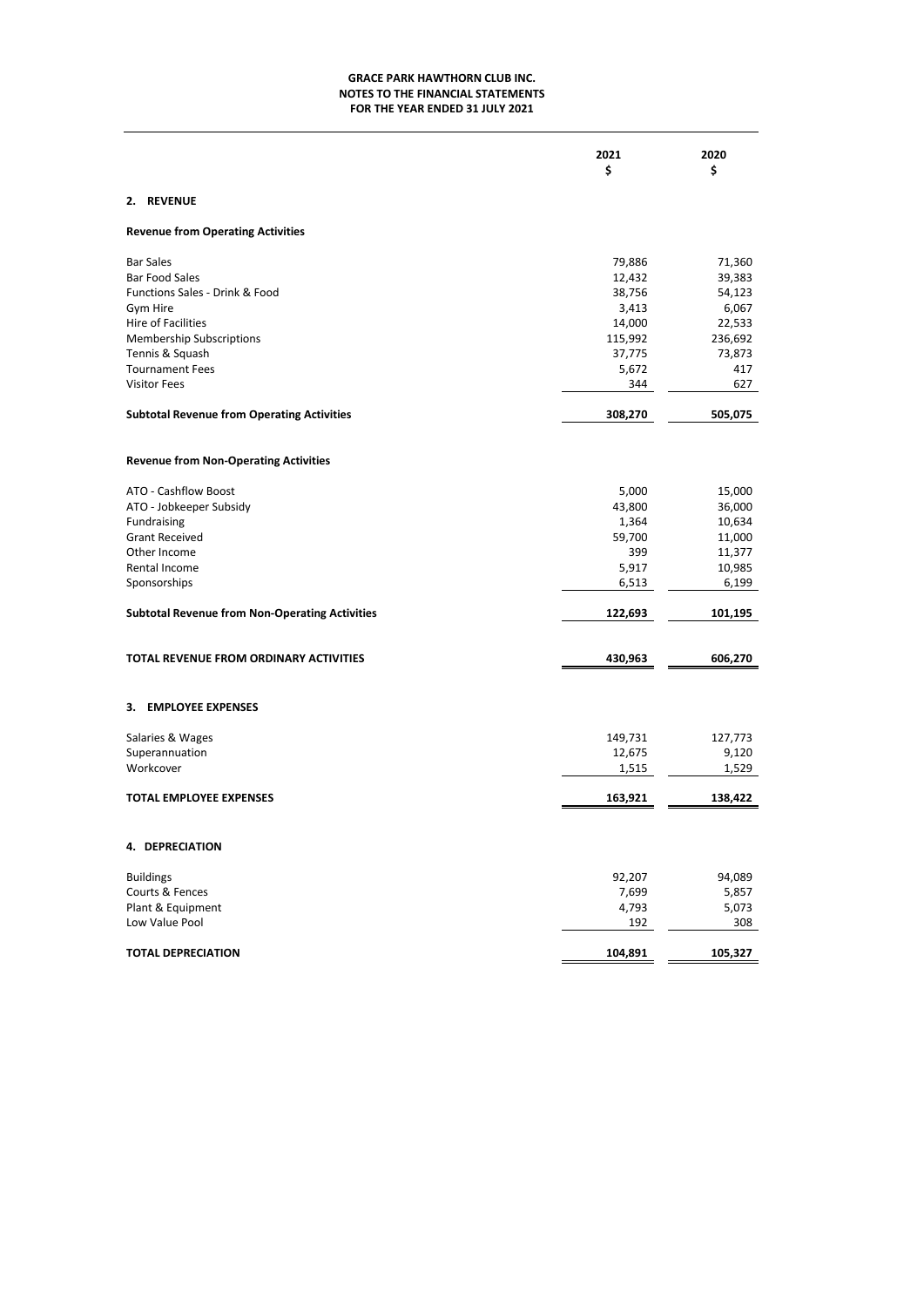**GRACE PARK HAWTHORN CLUB INC.**
**NOTES TO THE FINANCIAL STATEMENTS**
**FOR THE YEAR ENDED 31 JULY 2021**

| | 2021<br>$ | 2020<br>$ |
|---|---|---|
| **2. REVENUE** | | |
| **Revenue from Operating Activities** | | |
| Bar Sales | 79,886 | 71,360 |
| Bar Food Sales | 12,432 | 39,383 |
| Functions Sales - Drink & Food | 38,756 | 54,123 |
| Gym Hire | 3,413 | 6,067 |
| Hire of Facilities | 14,000 | 22,533 |
| Membership Subscriptions | 115,992 | 236,692 |
| Tennis & Squash | 37,775 | 73,873 |
| Tournament Fees | 5,672 | 417 |
| Visitor Fees | 344 | 627 |
| **Subtotal Revenue from Operating Activities** | **308,270** | **505,075** |
| **Revenue from Non-Operating Activities** | | |
| ATO - Cashflow Boost | 5,000 | 15,000 |
| ATO - Jobkeeper Subsidy | 43,800 | 36,000 |
| Fundraising | 1,364 | 10,634 |
| Grant Received | 59,700 | 11,000 |
| Other Income | 399 | 11,377 |
| Rental Income | 5,917 | 10,985 |
| Sponsorships | 6,513 | 6,199 |
| **Subtotal Revenue from Non-Operating Activities** | **122,693** | **101,195** |
| **TOTAL REVENUE FROM ORDINARY ACTIVITIES** | **430,963** | **606,270** |
| **3. EMPLOYEE EXPENSES** | | |
| Salaries & Wages | 149,731 | 127,773 |
| Superannuation | 12,675 | 9,120 |
| Workcover | 1,515 | 1,529 |
| **TOTAL EMPLOYEE EXPENSES** | **163,921** | **138,422** |
| **4. DEPRECIATION** | | |
| Buildings | 92,207 | 94,089 |
| Courts & Fences | 7,699 | 5,857 |
| Plant & Equipment | 4,793 | 5,073 |
| Low Value Pool | 192 | 308 |
| **TOTAL DEPRECIATION** | **104,891** | **105,327** |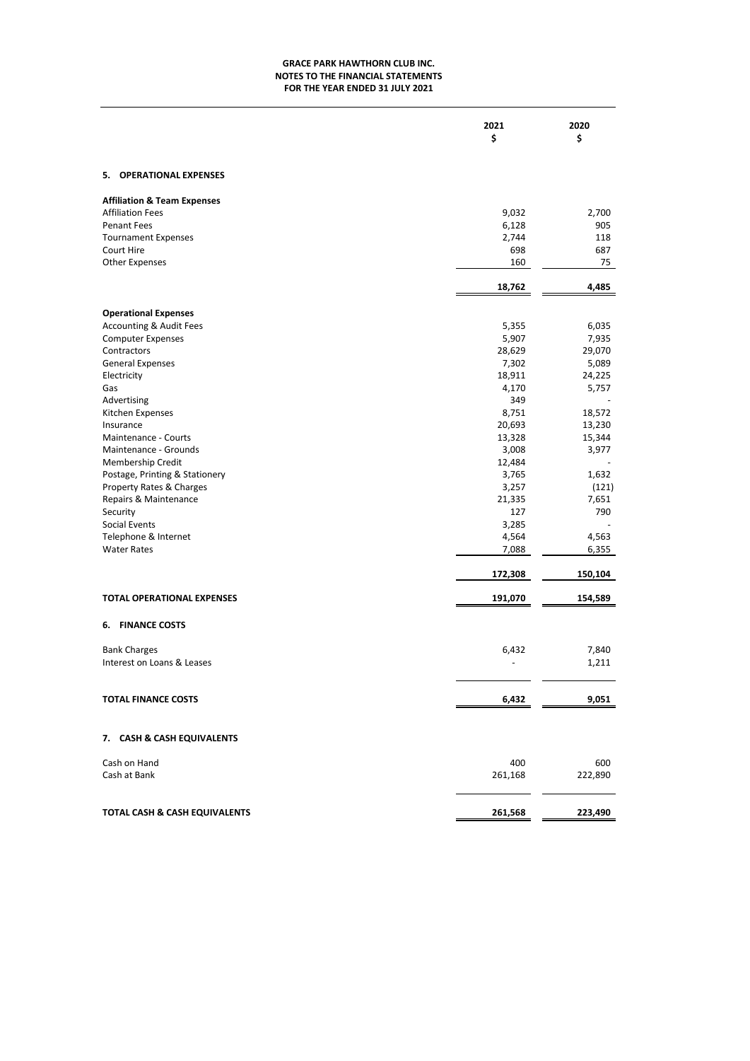**GRACE PARK HAWTHORN CLUB INC.**
**NOTES TO THE FINANCIAL STATEMENTS**
**FOR THE YEAR ENDED 31 JULY 2021**

| | 2021 $ | 2020 $ |
|---|---|---|
| **5. OPERATIONAL EXPENSES** | | |
| **Affiliation & Team Expenses** | | |
| Affiliation Fees | 9,032 | 2,700 |
| Penant Fees | 6,128 | 905 |
| Tournament Expenses | 2,744 | 118 |
| Court Hire | 698 | 687 |
| Other Expenses | 160 | 75 |
| | **18,762** | **4,485** |
| **Operational Expenses** | | |
| Accounting & Audit Fees | 5,355 | 6,035 |
| Computer Expenses | 5,907 | 7,935 |
| Contractors | 28,629 | 29,070 |
| General Expenses | 7,302 | 5,089 |
| Electricity | 18,911 | 24,225 |
| Gas | 4,170 | 5,757 |
| Advertising | 349 | - |
| Kitchen Expenses | 8,751 | 18,572 |
| Insurance | 20,693 | 13,230 |
| Maintenance - Courts | 13,328 | 15,344 |
| Maintenance - Grounds | 3,008 | 3,977 |
| Membership Credit | 12,484 | - |
| Postage, Printing & Stationery | 3,765 | 1,632 |
| Property Rates & Charges | 3,257 | (121) |
| Repairs & Maintenance | 21,335 | 7,651 |
| Security | 127 | 790 |
| Social Events | 3,285 | - |
| Telephone & Internet | 4,564 | 4,563 |
| Water Rates | 7,088 | 6,355 |
| | **172,308** | **150,104** |
| **TOTAL OPERATIONAL EXPENSES** | **191,070** | **154,589** |
| **6. FINANCE COSTS** | | |
| Bank Charges | 6,432 | 7,840 |
| Interest on Loans & Leases | - | 1,211 |
| **TOTAL FINANCE COSTS** | **6,432** | **9,051** |
| **7. CASH & CASH EQUIVALENTS** | | |
| Cash on Hand | 400 | 600 |
| Cash at Bank | 261,168 | 222,890 |
| **TOTAL CASH & CASH EQUIVALENTS** | **261,568** | **223,490** |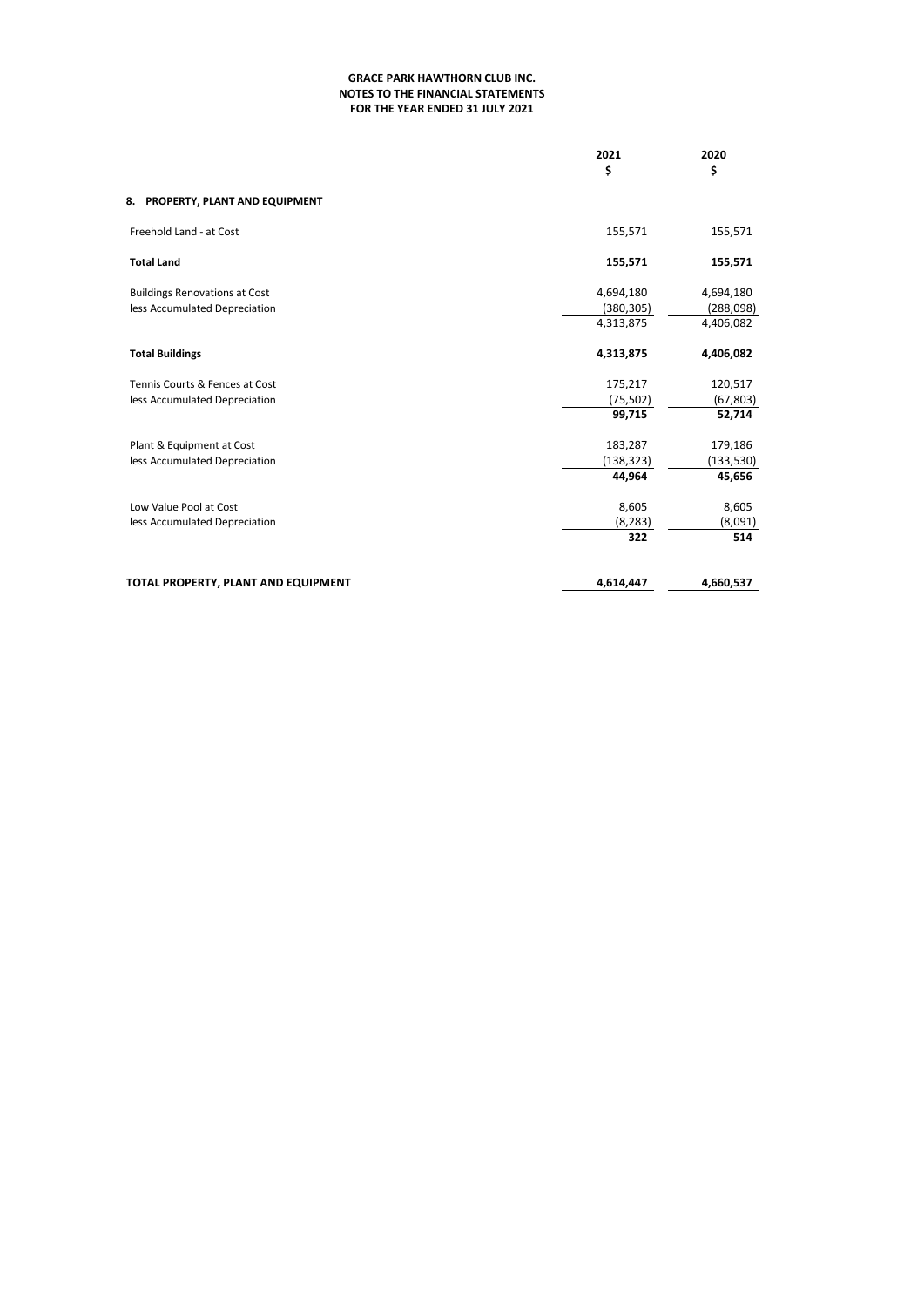**GRACE PARK HAWTHORN CLUB INC.**
**NOTES TO THE FINANCIAL STATEMENTS**
**FOR THE YEAR ENDED 31 JULY 2021**

| | 2021<br>$ | 2020<br>$ |
|---|---|---|
| **8. PROPERTY, PLANT AND EQUIPMENT** | | |
| Freehold Land - at Cost | 155,571 | 155,571 |
| **Total Land** | **155,571** | **155,571** |
| Buildings Renovations at Cost | 4,694,180 | 4,694,180 |
| less Accumulated Depreciation | (380,305) | (288,098) |
| | 4,313,875 | 4,406,082 |
| **Total Buildings** | **4,313,875** | **4,406,082** |
| Tennis Courts & Fences at Cost | 175,217 | 120,517 |
| less Accumulated Depreciation | (75,502) | (67,803) |
| | **99,715** | **52,714** |
| Plant & Equipment at Cost | 183,287 | 179,186 |
| less Accumulated Depreciation | (138,323) | (133,530) |
| | **44,964** | **45,656** |
| Low Value Pool at Cost | 8,605 | 8,605 |
| less Accumulated Depreciation | (8,283) | (8,091) |
| | **322** | **514** |
| **TOTAL PROPERTY, PLANT AND EQUIPMENT** | **4,614,447** | **4,660,537** |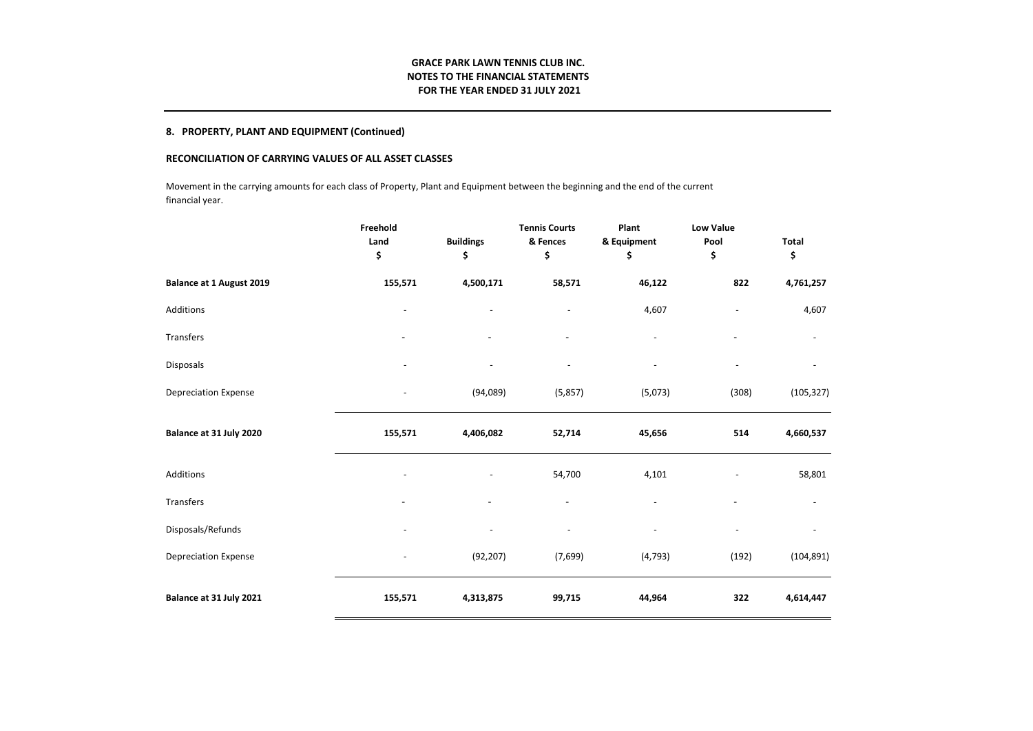## 8. PROPERTY, PLANT AND EQUIPMENT (Continued)

### RECONCILIATION OF CARRYING VALUES OF ALL ASSET CLASSES

Movement in the carrying amounts for each class of Property, Plant and Equipment between the beginning and the end of the current financial year.

| | Freehold Land $ | Buildings $ | Tennis Courts & Fences $ | Plant & Equipment $ | Low Value Pool $ | Total $ |
|---|---|---|---|---|---|---|
| **Balance at 1 August 2019** | **155,571** | **4,500,171** | **58,571** | **46,122** | **822** | **4,761,257** |
| Additions | - | - | - | 4,607 | - | 4,607 |
| Transfers | - | - | - | - | - | - |
| Disposals | - | - | - | - | - | - |
| Depreciation Expense | - | (94,089) | (5,857) | (5,073) | (308) | (105,327) |
| **Balance at 31 July 2020** | **155,571** | **4,406,082** | **52,714** | **45,656** | **514** | **4,660,537** |
| Additions | - | - | 54,700 | 4,101 | - | 58,801 |
| Transfers | - | - | - | - | - | - |
| Disposals/Refunds | - | - | - | - | - | - |
| Depreciation Expense | - | (92,207) | (7,699) | (4,793) | (192) | (104,891) |
| **Balance at 31 July 2021** | **155,571** | **4,313,875** | **99,715** | **44,964** | **322** | **4,614,447** |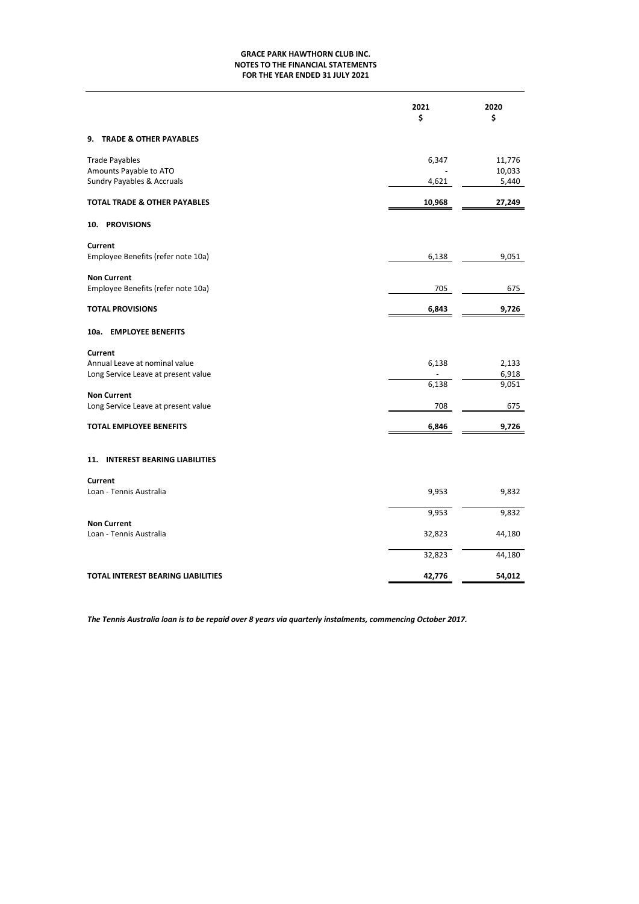**GRACE PARK HAWTHORN CLUB INC.**
**NOTES TO THE FINANCIAL STATEMENTS**
**FOR THE YEAR ENDED 31 JULY 2021**

| | 2021<br>$ | 2020<br>$ |
|---|---|---|
| **9. TRADE & OTHER PAYABLES** | | |
| Trade Payables | 6,347 | 11,776 |
| Amounts Payable to ATO | - | 10,033 |
| Sundry Payables & Accruals | 4,621 | 5,440 |
| **TOTAL TRADE & OTHER PAYABLES** | **10,968** | **27,249** |
| **10. PROVISIONS** | | |
| **Current** | | |
| Employee Benefits (refer note 10a) | 6,138 | 9,051 |
| **Non Current** | | |
| Employee Benefits (refer note 10a) | 705 | 675 |
| **TOTAL PROVISIONS** | **6,843** | **9,726** |
| **10a. EMPLOYEE BENEFITS** | | |
| **Current** | | |
| Annual Leave at nominal value | 6,138 | 2,133 |
| Long Service Leave at present value | - | 6,918 |
| | 6,138 | 9,051 |
| **Non Current** | | |
| Long Service Leave at present value | 708 | 675 |
| **TOTAL EMPLOYEE BENEFITS** | **6,846** | **9,726** |
| **11. INTEREST BEARING LIABILITIES** | | |
| **Current** | | |
| Loan - Tennis Australia | 9,953 | 9,832 |
| | 9,953 | 9,832 |
| **Non Current** | | |
| Loan - Tennis Australia | 32,823 | 44,180 |
| | 32,823 | 44,180 |
| **TOTAL INTEREST BEARING LIABILITIES** | **42,776** | **54,012** |

***The Tennis Australia loan is to be repaid over 8 years via quarterly instalments, commencing October 2017.***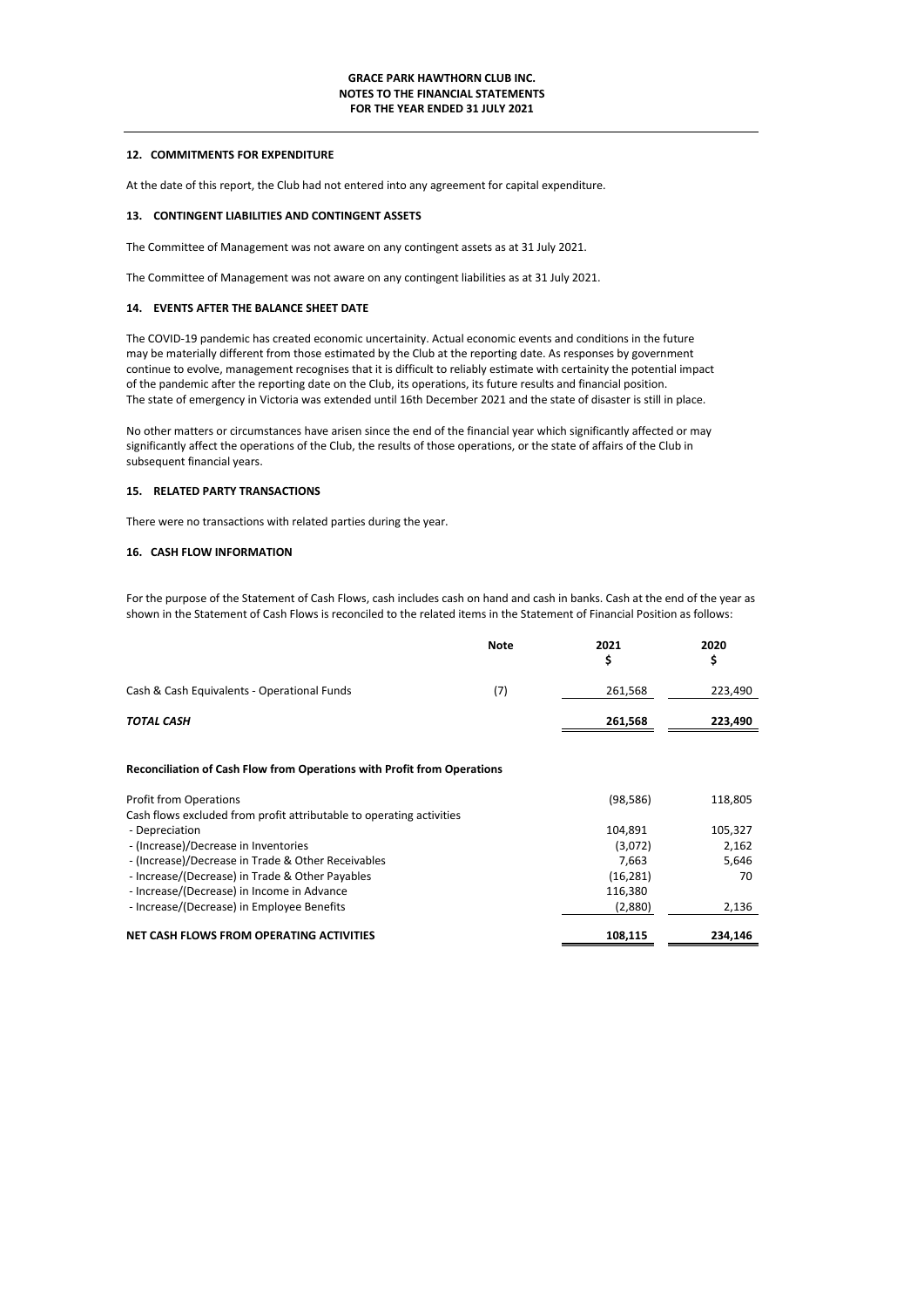## 12. COMMITMENTS FOR EXPENDITURE

At the date of this report, the Club had not entered into any agreement for capital expenditure.

## 13. CONTINGENT LIABILITIES AND CONTINGENT ASSETS

The Committee of Management was not aware on any contingent assets as at 31 July 2021.

The Committee of Management was not aware on any contingent liabilities as at 31 July 2021.

## 14. EVENTS AFTER THE BALANCE SHEET DATE

The COVID-19 pandemic has created economic uncertainity. Actual economic events and conditions in the future may be materially different from those estimated by the Club at the reporting date. As responses by government continue to evolve, management recognises that it is difficult to reliably estimate with certainity the potential impact of the pandemic after the reporting date on the Club, its operations, its future results and financial position. The state of emergency in Victoria was extended until 16th December 2021 and the state of disaster is still in place.

No other matters or circumstances have arisen since the end of the financial year which significantly affected or may significantly affect the operations of the Club, the results of those operations, or the state of affairs of the Club in subsequent financial years.

## 15. RELATED PARTY TRANSACTIONS

There were no transactions with related parties during the year.

## 16. CASH FLOW INFORMATION

For the purpose of the Statement of Cash Flows, cash includes cash on hand and cash in banks. Cash at the end of the year as shown in the Statement of Cash Flows is reconciled to the related items in the Statement of Financial Position as follows:

| | Note | 2021<br>$ | 2020<br>$ |
|---|---|---|---|
| Cash & Cash Equivalents - Operational Funds | (7) | 261,568 | 223,490 |
| ***TOTAL CASH*** | | **261,568** | **223,490** |

**Reconciliation of Cash Flow from Operations with Profit from Operations**

| | 2021 | 2020 |
|---|---|---|
| Profit from Operations | (98,586) | 118,805 |
| Cash flows excluded from profit attributable to operating activities | | |
| - Depreciation | 104,891 | 105,327 |
| - (Increase)/Decrease in Inventories | (3,072) | 2,162 |
| - (Increase)/Decrease in Trade & Other Receivables | 7,663 | 5,646 |
| - Increase/(Decrease) in Trade & Other Payables | (16,281) | 70 |
| - Increase/(Decrease) in Income in Advance | 116,380 | |
| - Increase/(Decrease) in Employee Benefits | (2,880) | 2,136 |
| **NET CASH FLOWS FROM OPERATING ACTIVITIES** | **108,115** | **234,146** |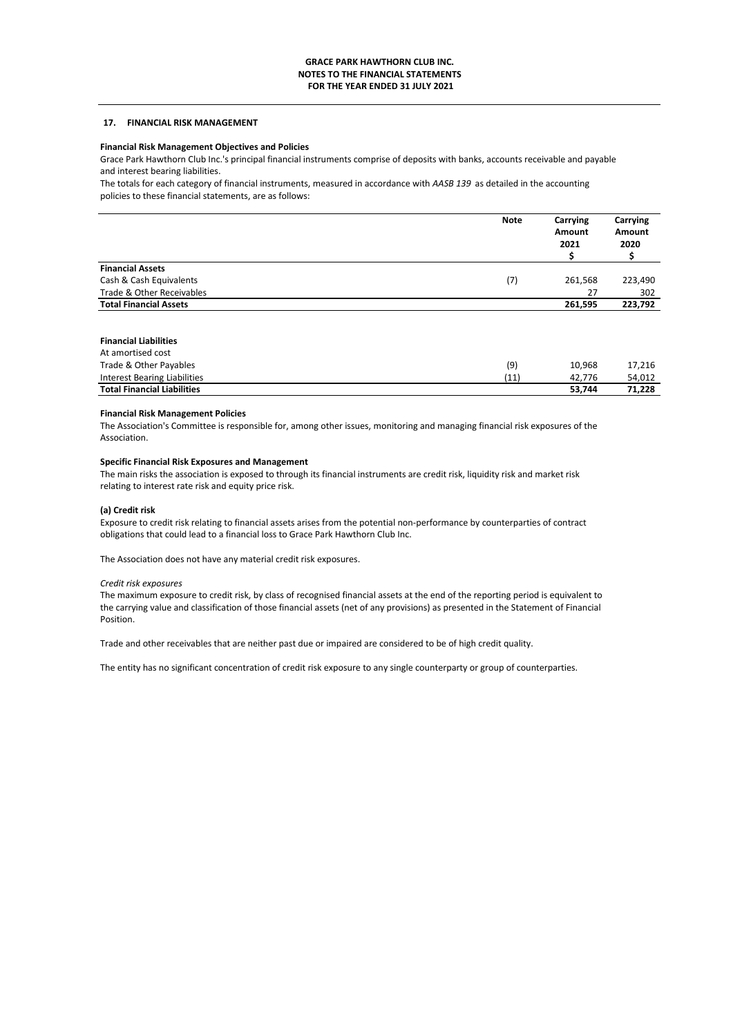## 17. FINANCIAL RISK MANAGEMENT

**Financial Risk Management Objectives and Policies**

Grace Park Hawthorn Club Inc.'s principal financial instruments comprise of deposits with banks, accounts receivable and payable and interest bearing liabilities.

The totals for each category of financial instruments, measured in accordance with *AASB 139* as detailed in the accounting policies to these financial statements, are as follows:

| | Note | Carrying Amount 2021 $ | Carrying Amount 2020 $ |
|---|---|---|---|
| **Financial Assets** | | | |
| Cash & Cash Equivalents | (7) | 261,568 | 223,490 |
| Trade & Other Receivables | | 27 | 302 |
| **Total Financial Assets** | | **261,595** | **223,792** |
| | | | |
| **Financial Liabilities** | | | |
| At amortised cost | | | |
| Trade & Other Payables | (9) | 10,968 | 17,216 |
| Interest Bearing Liabilities | (11) | 42,776 | 54,012 |
| **Total Financial Liabilities** | | **53,744** | **71,228** |

**Financial Risk Management Policies**

The Association's Committee is responsible for, among other issues, monitoring and managing financial risk exposures of the Association.

**Specific Financial Risk Exposures and Management**

The main risks the association is exposed to through its financial instruments are credit risk, liquidity risk and market risk relating to interest rate risk and equity price risk.

**(a) Credit risk**

Exposure to credit risk relating to financial assets arises from the potential non-performance by counterparties of contract obligations that could lead to a financial loss to Grace Park Hawthorn Club Inc.

The Association does not have any material credit risk exposures.

*Credit risk exposures*

The maximum exposure to credit risk, by class of recognised financial assets at the end of the reporting period is equivalent to the carrying value and classification of those financial assets (net of any provisions) as presented in the Statement of Financial Position.

Trade and other receivables that are neither past due or impaired are considered to be of high credit quality.

The entity has no significant concentration of credit risk exposure to any single counterparty or group of counterparties.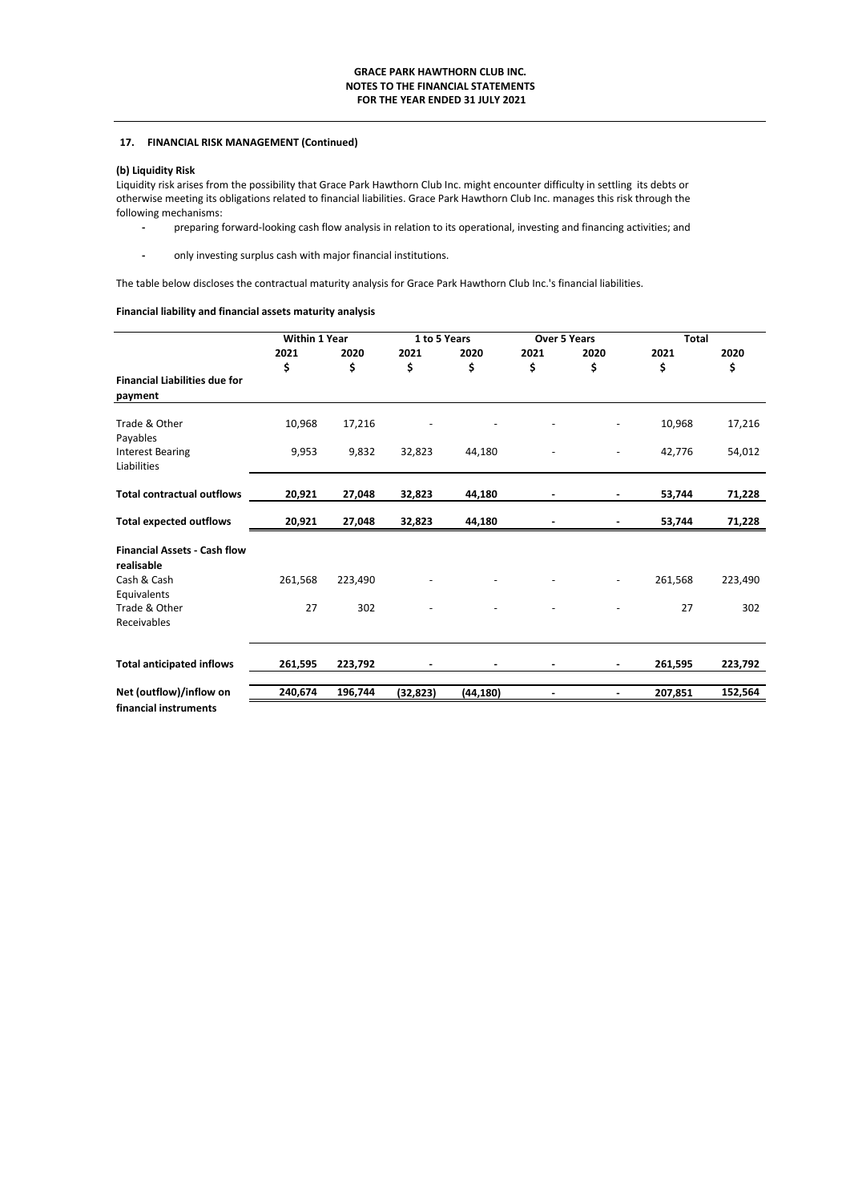**17. FINANCIAL RISK MANAGEMENT (Continued)**

**(b) Liquidity Risk**

Liquidity risk arises from the possibility that Grace Park Hawthorn Club Inc. might encounter difficulty in settling its debts or otherwise meeting its obligations related to financial liabilities. Grace Park Hawthorn Club Inc. manages this risk through the following mechanisms:

- preparing forward-looking cash flow analysis in relation to its operational, investing and financing activities; and
- only investing surplus cash with major financial institutions.

The table below discloses the contractual maturity analysis for Grace Park Hawthorn Club Inc.'s financial liabilities.

**Financial liability and financial assets maturity analysis**

| | Within 1 Year | | 1 to 5 Years | | Over 5 Years | | Total | |
|---|---|---|---|---|---|---|---|---|
| | 2021 | 2020 | 2021 | 2020 | 2021 | 2020 | 2021 | 2020 |
| | $ | $ | $ | $ | $ | $ | $ | $ |
| **Financial Liabilities due for payment** | | | | | | | | |
| Trade & Other Payables | 10,968 | 17,216 | - | - | - | - | 10,968 | 17,216 |
| Interest Bearing Liabilities | 9,953 | 9,832 | 32,823 | 44,180 | - | - | 42,776 | 54,012 |
| **Total contractual outflows** | **20,921** | **27,048** | **32,823** | **44,180** | **-** | **-** | **53,744** | **71,228** |
| **Total expected outflows** | **20,921** | **27,048** | **32,823** | **44,180** | **-** | **-** | **53,744** | **71,228** |
| **Financial Assets - Cash flow realisable** | | | | | | | | |
| Cash & Cash Equivalents | 261,568 | 223,490 | - | - | - | - | 261,568 | 223,490 |
| Trade & Other Receivables | 27 | 302 | - | - | - | - | 27 | 302 |
| **Total anticipated inflows** | **261,595** | **223,792** | **-** | **-** | **-** | **-** | **261,595** | **223,792** |
| **Net (outflow)/inflow on financial instruments** | **240,674** | **196,744** | **(32,823)** | **(44,180)** | **-** | **-** | **207,851** | **152,564** |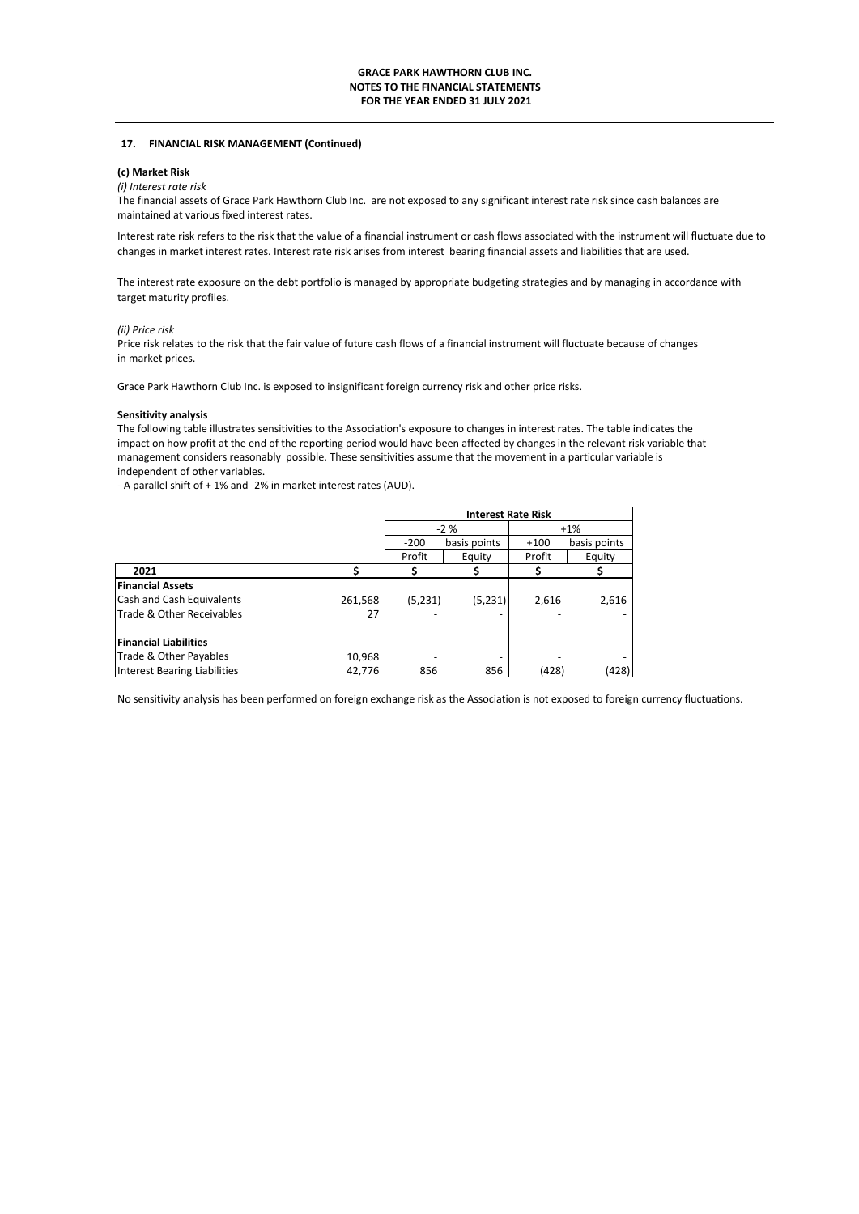### 17. FINANCIAL RISK MANAGEMENT (Continued)

**(c) Market Risk**

*(i) Interest rate risk*

The financial assets of Grace Park Hawthorn Club Inc. are not exposed to any significant interest rate risk since cash balances are maintained at various fixed interest rates.

Interest rate risk refers to the risk that the value of a financial instrument or cash flows associated with the instrument will fluctuate due to changes in market interest rates. Interest rate risk arises from interest bearing financial assets and liabilities that are used.

The interest rate exposure on the debt portfolio is managed by appropriate budgeting strategies and by managing in accordance with target maturity profiles.

*(ii) Price risk*

Price risk relates to the risk that the fair value of future cash flows of a financial instrument will fluctuate because of changes in market prices.

Grace Park Hawthorn Club Inc. is exposed to insignificant foreign currency risk and other price risks.

**Sensitivity analysis**

The following table illustrates sensitivities to the Association's exposure to changes in interest rates. The table indicates the impact on how profit at the end of the reporting period would have been affected by changes in the relevant risk variable that management considers reasonably possible. These sensitivities assume that the movement in a particular variable is independent of other variables.

- A parallel shift of + 1% and -2% in market interest rates (AUD).

| | | Interest Rate Risk | | | |
|---|---|---|---|---|---|
| | | -2 % | | +1% | |
| | | -200 basis points | | +100 basis points | |
| | | Profit | Equity | Profit | Equity |
| **2021** | **$** | **$** | **$** | **$** | **$** |
| **Financial Assets** | | | | | |
| Cash and Cash Equivalents | 261,568 | (5,231) | (5,231) | 2,616 | 2,616 |
| Trade & Other Receivables | 27 | - | - | - | - |
| **Financial Liabilities** | | | | | |
| Trade & Other Payables | 10,968 | - | - | - | - |
| Interest Bearing Liabilities | 42,776 | 856 | 856 | (428) | (428) |

No sensitivity analysis has been performed on foreign exchange risk as the Association is not exposed to foreign currency fluctuations.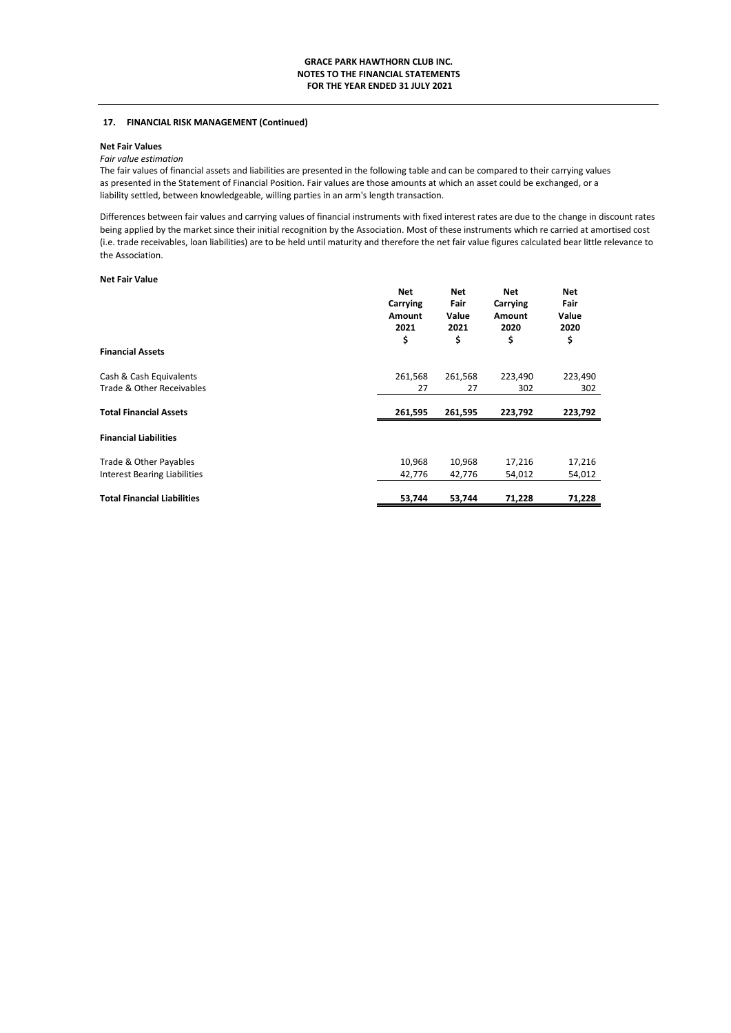## 17. FINANCIAL RISK MANAGEMENT (Continued)

**Net Fair Values**

*Fair value estimation*

The fair values of financial assets and liabilities are presented in the following table and can be compared to their carrying values as presented in the Statement of Financial Position. Fair values are those amounts at which an asset could be exchanged, or a liability settled, between knowledgeable, willing parties in an arm's length transaction.

Differences between fair values and carrying values of financial instruments with fixed interest rates are due to the change in discount rates being applied by the market since their initial recognition by the Association. Most of these instruments which re carried at amortised cost (i.e. trade receivables, loan liabilities) are to be held until maturity and therefore the net fair value figures calculated bear little relevance to the Association.

**Net Fair Value**

| | Net Carrying Amount 2021 $ | Net Fair Value 2021 $ | Net Carrying Amount 2020 $ | Net Fair Value 2020 $ |
|---|---|---|---|---|
| **Financial Assets** | | | | |
| Cash & Cash Equivalents | 261,568 | 261,568 | 223,490 | 223,490 |
| Trade & Other Receivables | 27 | 27 | 302 | 302 |
| **Total Financial Assets** | **261,595** | **261,595** | **223,792** | **223,792** |
| **Financial Liabilities** | | | | |
| Trade & Other Payables | 10,968 | 10,968 | 17,216 | 17,216 |
| Interest Bearing Liabilities | 42,776 | 42,776 | 54,012 | 54,012 |
| **Total Financial Liabilities** | **53,744** | **53,744** | **71,228** | **71,228** |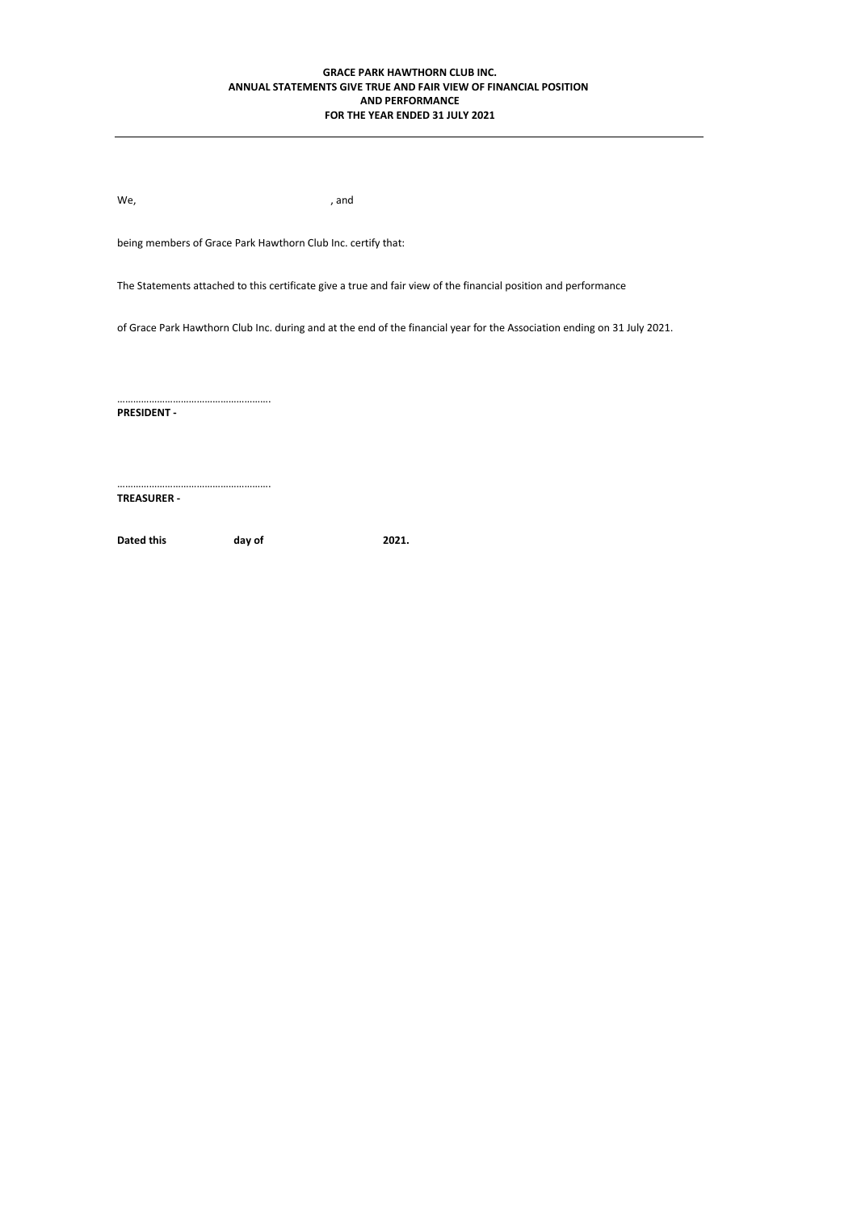**GRACE PARK HAWTHORN CLUB INC.**
**ANNUAL STATEMENTS GIVE TRUE AND FAIR VIEW OF FINANCIAL POSITION AND PERFORMANCE**
**FOR THE YEAR ENDED 31 JULY 2021**

---

We, , and

being members of Grace Park Hawthorn Club Inc. certify that:

The Statements attached to this certificate give a true and fair view of the financial position and performance

of Grace Park Hawthorn Club Inc. during and at the end of the financial year for the Association ending on 31 July 2021.

…………………………………………….
**PRESIDENT -**

…………………………………………….
**TREASURER -**

**Dated this day of 2021.**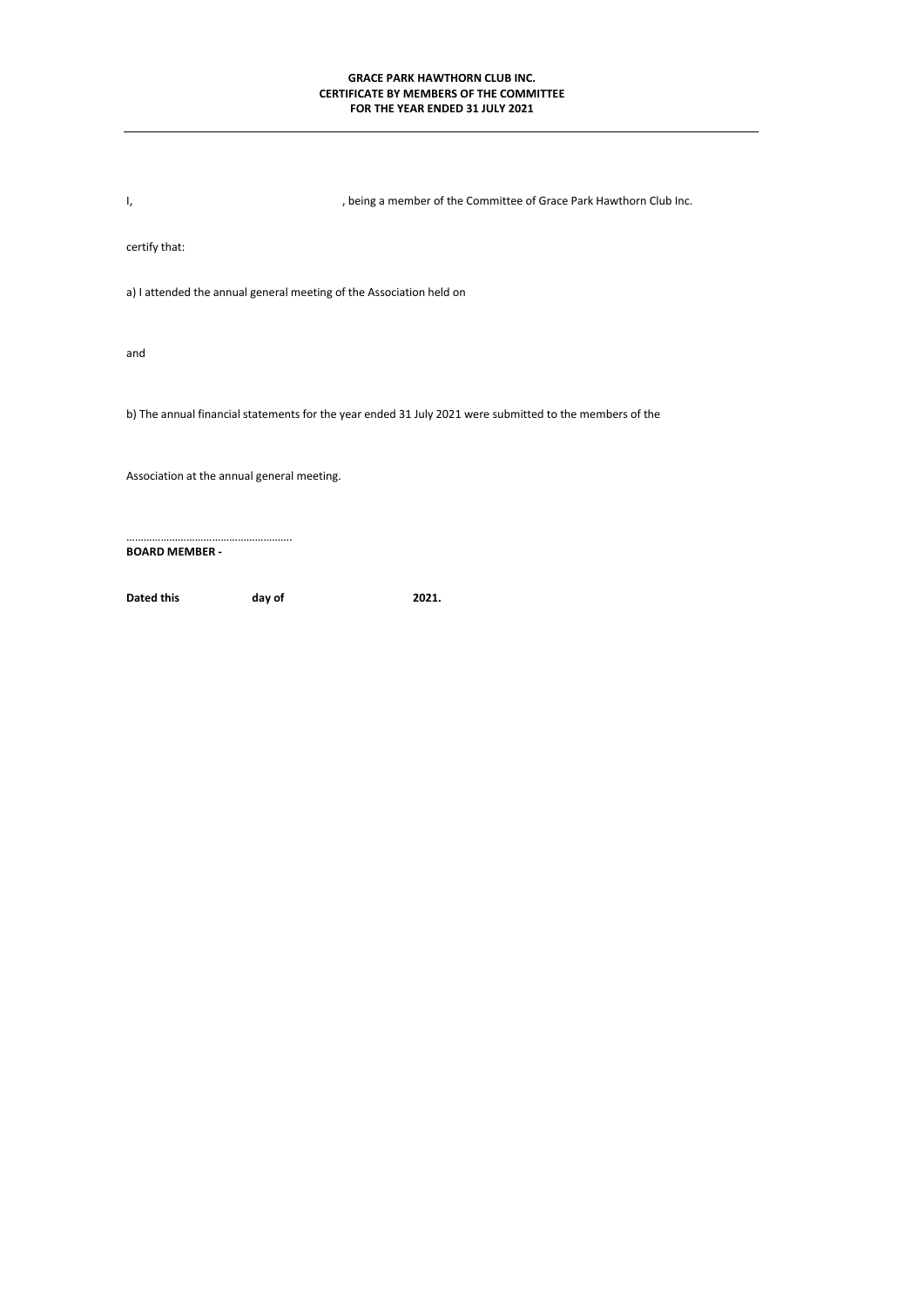**GRACE PARK HAWTHORN CLUB INC.**
**CERTIFICATE BY MEMBERS OF THE COMMITTEE**
**FOR THE YEAR ENDED 31 JULY 2021**

---

I, , being a member of the Committee of Grace Park Hawthorn Club Inc.

certify that:

a) I attended the annual general meeting of the Association held on

and

b) The annual financial statements for the year ended 31 July 2021 were submitted to the members of the

Association at the annual general meeting.

…………………………………………….

**BOARD MEMBER -**

**Dated this day of 2021.**